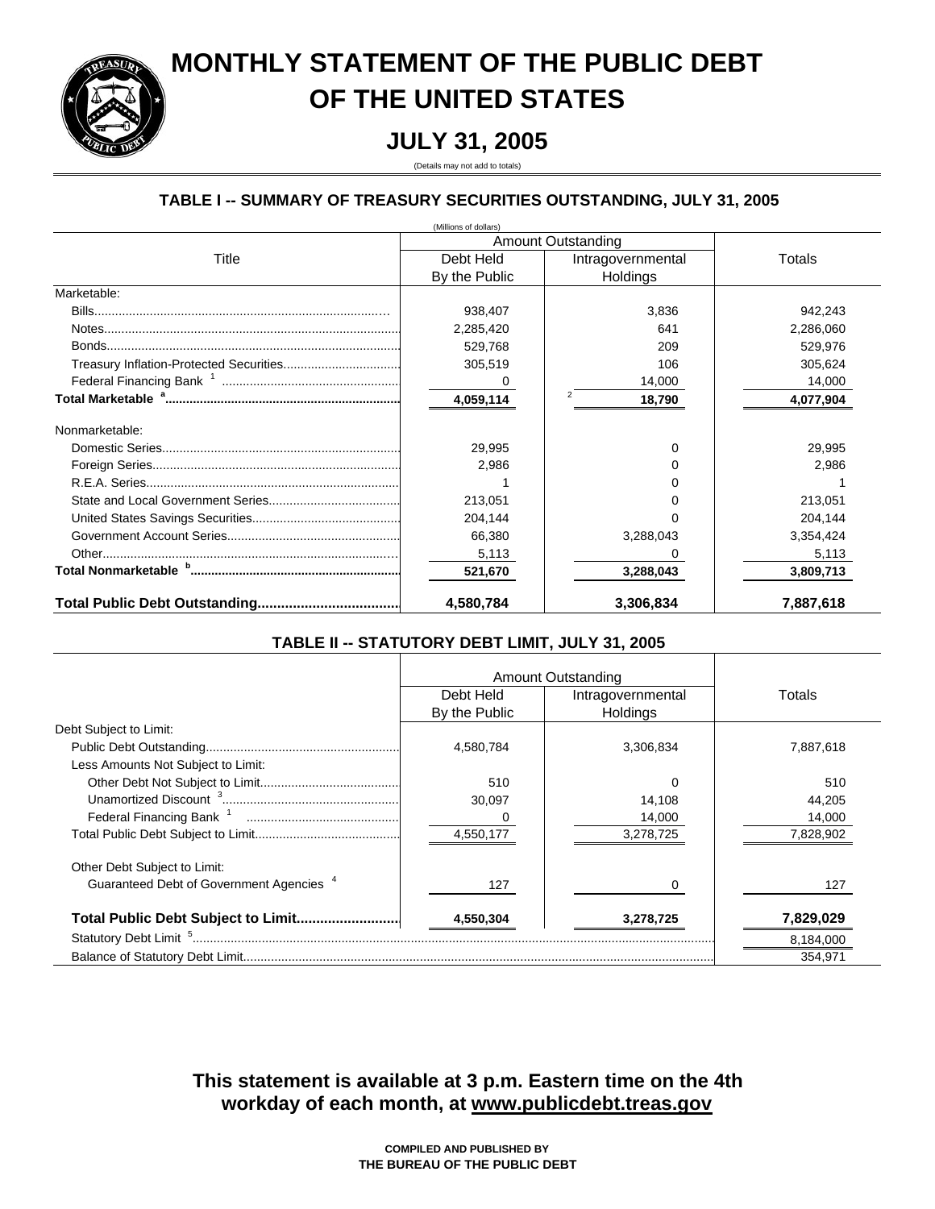# MONTHLY STATEMENT OF THE PUBLIC DEBT OF THE UNITED STATES

## JULY 31, 2005

(Details may not add to totals)

### TABLE I -- SUMMARY OF TREASURY SECURITIES OUTSTANDING, JULY 31, 2005

(Millions of dollars)

| Title | Amount Outstanding | | Totals |
|---|---|---|---|
| | Debt Held By the Public | Intragovernmental Holdings | |
| Marketable: | | | |
| Bills | 938,407 | 3,836 | 942,243 |
| Notes | 2,285,420 | 641 | 2,286,060 |
| Bonds | 529,768 | 209 | 529,976 |
| Treasury Inflation-Protected Securities | 305,519 | 106 | 305,624 |
| Federal Financing Bank [1] | 0 | 14,000 | 14,000 |
| **Total Marketable [a]** | **4,059,114** | [2] **18,790** | **4,077,904** |
| Nonmarketable: | | | |
| Domestic Series | 29,995 | 0 | 29,995 |
| Foreign Series | 2,986 | 0 | 2,986 |
| R.E.A. Series | 1 | 0 | 1 |
| State and Local Government Series | 213,051 | 0 | 213,051 |
| United States Savings Securities | 204,144 | 0 | 204,144 |
| Government Account Series | 66,380 | 3,288,043 | 3,354,424 |
| Other | 5,113 | 0 | 5,113 |
| **Total Nonmarketable [b]** | **521,670** | **3,288,043** | **3,809,713** |
| **Total Public Debt Outstanding** | **4,580,784** | **3,306,834** | **7,887,618** |

### TABLE II -- STATUTORY DEBT LIMIT, JULY 31, 2005

| | Amount Outstanding | | Totals |
|---|---|---|---|
| | Debt Held By the Public | Intragovernmental Holdings | |
| Debt Subject to Limit: | | | |
| Public Debt Outstanding | 4,580,784 | 3,306,834 | 7,887,618 |
| Less Amounts Not Subject to Limit: | | | |
| Other Debt Not Subject to Limit | 510 | 0 | 510 |
| Unamortized Discount [3] | 30,097 | 14,108 | 44,205 |
| Federal Financing Bank [1] | 0 | 14,000 | 14,000 |
| Total Public Debt Subject to Limit | 4,550,177 | 3,278,725 | 7,828,902 |
| Other Debt Subject to Limit: | | | |
| Guaranteed Debt of Government Agencies [4] | 127 | 0 | 127 |
| **Total Public Debt Subject to Limit** | **4,550,304** | **3,278,725** | **7,829,029** |
| Statutory Debt Limit [5] | | | 8,184,000 |
| Balance of Statutory Debt Limit | | | 354,971 |

**This statement is available at 3 p.m. Eastern time on the 4th workday of each month, at www.publicdebt.treas.gov**

**COMPILED AND PUBLISHED BY THE BUREAU OF THE PUBLIC DEBT**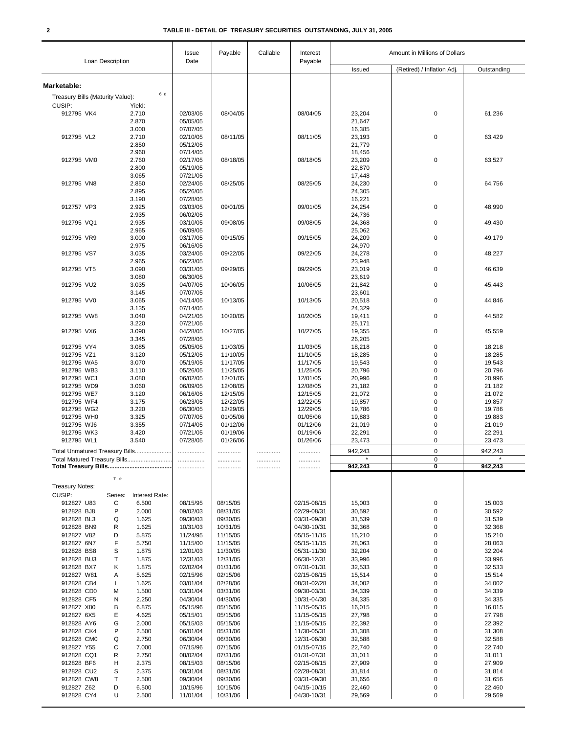## TABLE III - DETAIL OF TREASURY SECURITIES OUTSTANDING, JULY 31, 2005

| Loan Description | | Issue Date | Payable | Callable | Interest Payable | Amount in Millions of Dollars | | |
|---|---|---|---|---|---|---|---|---|
| | | | | | | Issued | (Retired) / Inflation Adj. | Outstanding |
| **Marketable:** | | | | | | | | |
| Treasury Bills (Maturity Value): [6 d] | | | | | | | | |
| CUSIP: | Yield: | | | | | | | |
| 912795 VK4 | 2.710 | 02/03/05 | 08/04/05 | | 08/04/05 | 23,204 | 0 | 61,236 |
| | 2.870 | 05/05/05 | | | | 21,647 | | |
| | 3.000 | 07/07/05 | | | | 16,385 | | |
| 912795 VL2 | 2.710 | 02/10/05 | 08/11/05 | | 08/11/05 | 23,193 | 0 | 63,429 |
| | 2.850 | 05/12/05 | | | | 21,779 | | |
| | 2.960 | 07/14/05 | | | | 18,456 | | |
| 912795 VM0 | 2.760 | 02/17/05 | 08/18/05 | | 08/18/05 | 23,209 | 0 | 63,527 |
| | 2.800 | 05/19/05 | | | | 22,870 | | |
| | 3.065 | 07/21/05 | | | | 17,448 | | |
| 912795 VN8 | 2.850 | 02/24/05 | 08/25/05 | | 08/25/05 | 24,230 | 0 | 64,756 |
| | 2.895 | 05/26/05 | | | | 24,305 | | |
| | 3.190 | 07/28/05 | | | | 16,221 | | |
| 912757 VP3 | 2.925 | 03/03/05 | 09/01/05 | | 09/01/05 | 24,254 | 0 | 48,990 |
| | 2.935 | 06/02/05 | | | | 24,736 | | |
| 912795 VQ1 | 2.935 | 03/10/05 | 09/08/05 | | 09/08/05 | 24,368 | 0 | 49,430 |
| | 2.965 | 06/09/05 | | | | 25,062 | | |
| 912795 VR9 | 3.000 | 03/17/05 | 09/15/05 | | 09/15/05 | 24,209 | 0 | 49,179 |
| | 2.975 | 06/16/05 | | | | 24,970 | | |
| 912795 VS7 | 3.035 | 03/24/05 | 09/22/05 | | 09/22/05 | 24,278 | 0 | 48,227 |
| | 2.965 | 06/23/05 | | | | 23,948 | | |
| 912795 VT5 | 3.090 | 03/31/05 | 09/29/05 | | 09/29/05 | 23,019 | 0 | 46,639 |
| | 3.080 | 06/30/05 | | | | 23,619 | | |
| 912795 VU2 | 3.035 | 04/07/05 | 10/06/05 | | 10/06/05 | 21,842 | 0 | 45,443 |
| | 3.145 | 07/07/05 | | | | 23,601 | | |
| 912795 VV0 | 3.065 | 04/14/05 | 10/13/05 | | 10/13/05 | 20,518 | 0 | 44,846 |
| | 3.135 | 07/14/05 | | | | 24,329 | | |
| 912795 VW8 | 3.040 | 04/21/05 | 10/20/05 | | 10/20/05 | 19,411 | 0 | 44,582 |
| | 3.220 | 07/21/05 | | | | 25,171 | | |
| 912795 VX6 | 3.090 | 04/28/05 | 10/27/05 | | 10/27/05 | 19,355 | 0 | 45,559 |
| | 3.345 | 07/28/05 | | | | 26,205 | | |
| 912795 VY4 | 3.085 | 05/05/05 | 11/03/05 | | 11/03/05 | 18,218 | 0 | 18,218 |
| 912795 VZ1 | 3.120 | 05/12/05 | 11/10/05 | | 11/10/05 | 18,285 | 0 | 18,285 |
| 912795 WA5 | 3.070 | 05/19/05 | 11/17/05 | | 11/17/05 | 19,543 | 0 | 19,543 |
| 912795 WB3 | 3.110 | 05/26/05 | 11/25/05 | | 11/25/05 | 20,796 | 0 | 20,796 |
| 912795 WC1 | 3.080 | 06/02/05 | 12/01/05 | | 12/01/05 | 20,996 | 0 | 20,996 |
| 912795 WD9 | 3.060 | 06/09/05 | 12/08/05 | | 12/08/05 | 21,182 | 0 | 21,182 |
| 912795 WE7 | 3.120 | 06/16/05 | 12/15/05 | | 12/15/05 | 21,072 | 0 | 21,072 |
| 912795 WF4 | 3.175 | 06/23/05 | 12/22/05 | | 12/22/05 | 19,857 | 0 | 19,857 |
| 912795 WG2 | 3.220 | 06/30/05 | 12/29/05 | | 12/29/05 | 19,786 | 0 | 19,786 |
| 912795 WH0 | 3.325 | 07/07/05 | 01/05/06 | | 01/05/06 | 19,883 | 0 | 19,883 |
| 912795 WJ6 | 3.355 | 07/14/05 | 01/12/06 | | 01/12/06 | 21,019 | 0 | 21,019 |
| 912795 WK3 | 3.420 | 07/21/05 | 01/19/06 | | 01/19/06 | 22,291 | 0 | 22,291 |
| 912795 WL1 | 3.540 | 07/28/05 | 01/26/06 | | 01/26/06 | 23,473 | 0 | 23,473 |
| Total Unmatured Treasury Bills | | ............... | ............ | ............ | ............ | 942,243 | 0 | 942,243 |
| Total Matured Treasury Bills | | ............... | ............ | ............ | ............ | * | 0 | * |
| **Total Treasury Bills** | | ............... | ............ | ............ | ............ | **942,243** | **0** | **942,243** |
| Treasury Notes: [7 e] | | | | | | | | |
| CUSIP: | Series: / Interest Rate: | | | | | | | |
| 912827 U83 | C 6.500 | 08/15/95 | 08/15/05 | | 02/15-08/15 | 15,003 | 0 | 15,003 |
| 912828 BJ8 | P 2.000 | 09/02/03 | 08/31/05 | | 02/29-08/31 | 30,592 | 0 | 30,592 |
| 912828 BL3 | Q 1.625 | 09/30/03 | 09/30/05 | | 03/31-09/30 | 31,539 | 0 | 31,539 |
| 912828 BN9 | R 1.625 | 10/31/03 | 10/31/05 | | 04/30-10/31 | 32,368 | 0 | 32,368 |
| 912827 V82 | D 5.875 | 11/24/95 | 11/15/05 | | 05/15-11/15 | 15,210 | 0 | 15,210 |
| 912827 6N7 | F 5.750 | 11/15/00 | 11/15/05 | | 05/15-11/15 | 28,063 | 0 | 28,063 |
| 912828 BS8 | S 1.875 | 12/01/03 | 11/30/05 | | 05/31-11/30 | 32,204 | 0 | 32,204 |
| 912828 BU3 | T 1.875 | 12/31/03 | 12/31/05 | | 06/30-12/31 | 33,996 | 0 | 33,996 |
| 912828 BX7 | K 1.875 | 02/02/04 | 01/31/06 | | 07/31-01/31 | 32,533 | 0 | 32,533 |
| 912827 W81 | A 5.625 | 02/15/96 | 02/15/06 | | 02/15-08/15 | 15,514 | 0 | 15,514 |
| 912828 CB4 | L 1.625 | 03/01/04 | 02/28/06 | | 08/31-02/28 | 34,002 | 0 | 34,002 |
| 912828 CD0 | M 1.500 | 03/31/04 | 03/31/06 | | 09/30-03/31 | 34,339 | 0 | 34,339 |
| 912828 CF5 | N 2.250 | 04/30/04 | 04/30/06 | | 10/31-04/30 | 34,335 | 0 | 34,335 |
| 912827 X80 | B 6.875 | 05/15/96 | 05/15/06 | | 11/15-05/15 | 16,015 | 0 | 16,015 |
| 912827 6X5 | E 4.625 | 05/15/01 | 05/15/06 | | 11/15-05/15 | 27,798 | 0 | 27,798 |
| 912828 AY6 | G 2.000 | 05/15/03 | 05/15/06 | | 11/15-05/15 | 22,392 | 0 | 22,392 |
| 912828 CK4 | P 2.500 | 06/01/04 | 05/31/06 | | 11/30-05/31 | 31,308 | 0 | 31,308 |
| 912828 CM0 | Q 2.750 | 06/30/04 | 06/30/06 | | 12/31-06/30 | 32,588 | 0 | 32,588 |
| 912827 Y55 | C 7.000 | 07/15/96 | 07/15/06 | | 01/15-07/15 | 22,740 | 0 | 22,740 |
| 912828 CQ1 | R 2.750 | 08/02/04 | 07/31/06 | | 01/31-07/31 | 31,011 | 0 | 31,011 |
| 912828 BF6 | H 2.375 | 08/15/03 | 08/15/06 | | 02/15-08/15 | 27,909 | 0 | 27,909 |
| 912828 CU2 | S 2.375 | 08/31/04 | 08/31/06 | | 02/28-08/31 | 31,814 | 0 | 31,814 |
| 912828 CW8 | T 2.500 | 09/30/04 | 09/30/06 | | 03/31-09/30 | 31,656 | 0 | 31,656 |
| 912827 Z62 | D 6.500 | 10/15/96 | 10/15/06 | | 04/15-10/15 | 22,460 | 0 | 22,460 |
| 912828 CY4 | U 2.500 | 11/01/04 | 10/31/06 | | 04/30-10/31 | 29,569 | 0 | 29,569 |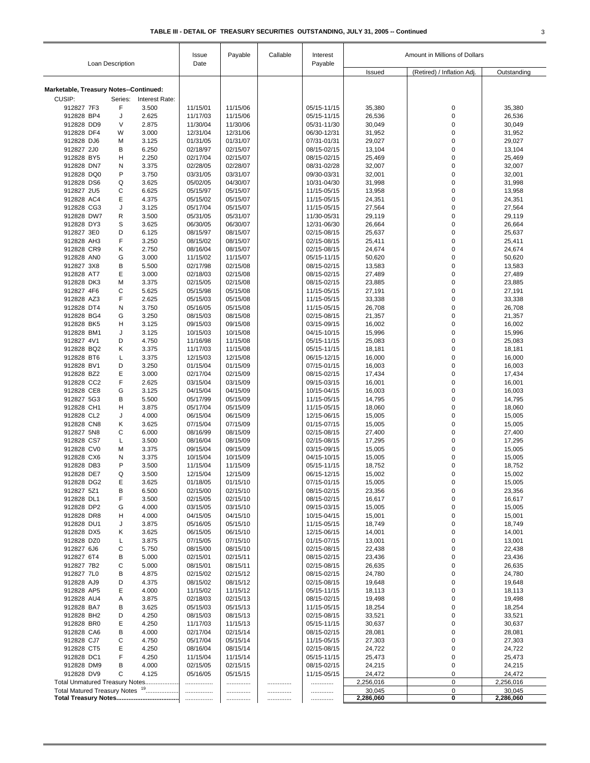**TABLE III - DETAIL OF TREASURY SECURITIES OUTSTANDING, JULY 31, 2005 -- Continued**

| Loan Description | | | Issue Date | Payable | Callable | Interest Payable | Amount in Millions of Dollars | | |
|---|---|---|---|---|---|---|---|---|---|
| | | | | | | | Issued | (Retired) / Inflation Adj. | Outstanding |
| **Marketable, Treasury Notes--Continued:** | | | | | | | | | |
| CUSIP: | Series: | Interest Rate: | | | | | | | |
| 912827 7F3 | F | 3.500 | 11/15/01 | 11/15/06 | | 05/15-11/15 | 35,380 | 0 | 35,380 |
| 912828 BP4 | J | 2.625 | 11/17/03 | 11/15/06 | | 05/15-11/15 | 26,536 | 0 | 26,536 |
| 912828 DD9 | V | 2.875 | 11/30/04 | 11/30/06 | | 05/31-11/30 | 30,049 | 0 | 30,049 |
| 912828 DF4 | W | 3.000 | 12/31/04 | 12/31/06 | | 06/30-12/31 | 31,952 | 0 | 31,952 |
| 912828 DJ6 | M | 3.125 | 01/31/05 | 01/31/07 | | 07/31-01/31 | 29,027 | 0 | 29,027 |
| 912827 2J0 | B | 6.250 | 02/18/97 | 02/15/07 | | 08/15-02/15 | 13,104 | 0 | 13,104 |
| 912828 BY5 | H | 2.250 | 02/17/04 | 02/15/07 | | 08/15-02/15 | 25,469 | 0 | 25,469 |
| 912828 DN7 | N | 3.375 | 02/28/05 | 02/28/07 | | 08/31-02/28 | 32,007 | 0 | 32,007 |
| 912828 DQ0 | P | 3.750 | 03/31/05 | 03/31/07 | | 09/30-03/31 | 32,001 | 0 | 32,001 |
| 912828 DS6 | Q | 3.625 | 05/02/05 | 04/30/07 | | 10/31-04/30 | 31,998 | 0 | 31,998 |
| 912827 2U5 | C | 6.625 | 05/15/97 | 05/15/07 | | 11/15-05/15 | 13,958 | 0 | 13,958 |
| 912828 AC4 | E | 4.375 | 05/15/02 | 05/15/07 | | 11/15-05/15 | 24,351 | 0 | 24,351 |
| 912828 CG3 | J | 3.125 | 05/17/04 | 05/15/07 | | 11/15-05/15 | 27,564 | 0 | 27,564 |
| 912828 DW7 | R | 3.500 | 05/31/05 | 05/31/07 | | 11/30-05/31 | 29,119 | 0 | 29,119 |
| 912828 DY3 | S | 3.625 | 06/30/05 | 06/30/07 | | 12/31-06/30 | 26,664 | 0 | 26,664 |
| 912827 3E0 | D | 6.125 | 08/15/97 | 08/15/07 | | 02/15-08/15 | 25,637 | 0 | 25,637 |
| 912828 AH3 | F | 3.250 | 08/15/02 | 08/15/07 | | 02/15-08/15 | 25,411 | 0 | 25,411 |
| 912828 CR9 | K | 2.750 | 08/16/04 | 08/15/07 | | 02/15-08/15 | 24,674 | 0 | 24,674 |
| 912828 AN0 | G | 3.000 | 11/15/02 | 11/15/07 | | 05/15-11/15 | 50,620 | 0 | 50,620 |
| 912827 3X8 | B | 5.500 | 02/17/98 | 02/15/08 | | 08/15-02/15 | 13,583 | 0 | 13,583 |
| 912828 AT7 | E | 3.000 | 02/18/03 | 02/15/08 | | 08/15-02/15 | 27,489 | 0 | 27,489 |
| 912828 DK3 | M | 3.375 | 02/15/05 | 02/15/08 | | 08/15-02/15 | 23,885 | 0 | 23,885 |
| 912827 4F6 | C | 5.625 | 05/15/98 | 05/15/08 | | 11/15-05/15 | 27,191 | 0 | 27,191 |
| 912828 AZ3 | F | 2.625 | 05/15/03 | 05/15/08 | | 11/15-05/15 | 33,338 | 0 | 33,338 |
| 912828 DT4 | N | 3.750 | 05/16/05 | 05/15/08 | | 11/15-05/15 | 26,708 | 0 | 26,708 |
| 912828 BG4 | G | 3.250 | 08/15/03 | 08/15/08 | | 02/15-08/15 | 21,357 | 0 | 21,357 |
| 912828 BK5 | H | 3.125 | 09/15/03 | 09/15/08 | | 03/15-09/15 | 16,002 | 0 | 16,002 |
| 912828 BM1 | J | 3.125 | 10/15/03 | 10/15/08 | | 04/15-10/15 | 15,996 | 0 | 15,996 |
| 912827 4V1 | D | 4.750 | 11/16/98 | 11/15/08 | | 05/15-11/15 | 25,083 | 0 | 25,083 |
| 912828 BQ2 | K | 3.375 | 11/17/03 | 11/15/08 | | 05/15-11/15 | 18,181 | 0 | 18,181 |
| 912828 BT6 | L | 3.375 | 12/15/03 | 12/15/08 | | 06/15-12/15 | 16,000 | 0 | 16,000 |
| 912828 BV1 | D | 3.250 | 01/15/04 | 01/15/09 | | 07/15-01/15 | 16,003 | 0 | 16,003 |
| 912828 BZ2 | E | 3.000 | 02/17/04 | 02/15/09 | | 08/15-02/15 | 17,434 | 0 | 17,434 |
| 912828 CC2 | F | 2.625 | 03/15/04 | 03/15/09 | | 09/15-03/15 | 16,001 | 0 | 16,001 |
| 912828 CE8 | G | 3.125 | 04/15/04 | 04/15/09 | | 10/15-04/15 | 16,003 | 0 | 16,003 |
| 912827 5G3 | B | 5.500 | 05/17/99 | 05/15/09 | | 11/15-05/15 | 14,795 | 0 | 14,795 |
| 912828 CH1 | H | 3.875 | 05/17/04 | 05/15/09 | | 11/15-05/15 | 18,060 | 0 | 18,060 |
| 912828 CL2 | J | 4.000 | 06/15/04 | 06/15/09 | | 12/15-06/15 | 15,005 | 0 | 15,005 |
| 912828 CN8 | K | 3.625 | 07/15/04 | 07/15/09 | | 01/15-07/15 | 15,005 | 0 | 15,005 |
| 912827 5N8 | C | 6.000 | 08/16/99 | 08/15/09 | | 02/15-08/15 | 27,400 | 0 | 27,400 |
| 912828 CS7 | L | 3.500 | 08/16/04 | 08/15/09 | | 02/15-08/15 | 17,295 | 0 | 17,295 |
| 912828 CV0 | M | 3.375 | 09/15/04 | 09/15/09 | | 03/15-09/15 | 15,005 | 0 | 15,005 |
| 912828 CX6 | N | 3.375 | 10/15/04 | 10/15/09 | | 04/15-10/15 | 15,005 | 0 | 15,005 |
| 912828 DB3 | P | 3.500 | 11/15/04 | 11/15/09 | | 05/15-11/15 | 18,752 | 0 | 18,752 |
| 912828 DE7 | Q | 3.500 | 12/15/04 | 12/15/09 | | 06/15-12/15 | 15,002 | 0 | 15,002 |
| 912828 DG2 | E | 3.625 | 01/18/05 | 01/15/10 | | 07/15-01/15 | 15,005 | 0 | 15,005 |
| 912827 5Z1 | B | 6.500 | 02/15/00 | 02/15/10 | | 08/15-02/15 | 23,356 | 0 | 23,356 |
| 912828 DL1 | F | 3.500 | 02/15/05 | 02/15/10 | | 08/15-02/15 | 16,617 | 0 | 16,617 |
| 912828 DP2 | G | 4.000 | 03/15/05 | 03/15/10 | | 09/15-03/15 | 15,005 | 0 | 15,005 |
| 912828 DR8 | H | 4.000 | 04/15/05 | 04/15/10 | | 10/15-04/15 | 15,001 | 0 | 15,001 |
| 912828 DU1 | J | 3.875 | 05/16/05 | 05/15/10 | | 11/15-05/15 | 18,749 | 0 | 18,749 |
| 912828 DX5 | K | 3.625 | 06/15/05 | 06/15/10 | | 12/15-06/15 | 14,001 | 0 | 14,001 |
| 912828 DZ0 | L | 3.875 | 07/15/05 | 07/15/10 | | 01/15-07/15 | 13,001 | 0 | 13,001 |
| 912827 6J6 | C | 5.750 | 08/15/00 | 08/15/10 | | 02/15-08/15 | 22,438 | 0 | 22,438 |
| 912827 6T4 | B | 5.000 | 02/15/01 | 02/15/11 | | 08/15-02/15 | 23,436 | 0 | 23,436 |
| 912827 7B2 | C | 5.000 | 08/15/01 | 08/15/11 | | 02/15-08/15 | 26,635 | 0 | 26,635 |
| 912827 7L0 | B | 4.875 | 02/15/02 | 02/15/12 | | 08/15-02/15 | 24,780 | 0 | 24,780 |
| 912828 AJ9 | D | 4.375 | 08/15/02 | 08/15/12 | | 02/15-08/15 | 19,648 | 0 | 19,648 |
| 912828 AP5 | E | 4.000 | 11/15/02 | 11/15/12 | | 05/15-11/15 | 18,113 | 0 | 18,113 |
| 912828 AU4 | A | 3.875 | 02/18/03 | 02/15/13 | | 08/15-02/15 | 19,498 | 0 | 19,498 |
| 912828 BA7 | B | 3.625 | 05/15/03 | 05/15/13 | | 11/15-05/15 | 18,254 | 0 | 18,254 |
| 912828 BH2 | D | 4.250 | 08/15/03 | 08/15/13 | | 02/15-08/15 | 33,521 | 0 | 33,521 |
| 912828 BR0 | E | 4.250 | 11/17/03 | 11/15/13 | | 05/15-11/15 | 30,637 | 0 | 30,637 |
| 912828 CA6 | B | 4.000 | 02/17/04 | 02/15/14 | | 08/15-02/15 | 28,081 | 0 | 28,081 |
| 912828 CJ7 | C | 4.750 | 05/17/04 | 05/15/14 | | 11/15-05/15 | 27,303 | 0 | 27,303 |
| 912828 CT5 | E | 4.250 | 08/16/04 | 08/15/14 | | 02/15-08/15 | 24,722 | 0 | 24,722 |
| 912828 DC1 | F | 4.250 | 11/15/04 | 11/15/14 | | 05/15-11/15 | 25,473 | 0 | 25,473 |
| 912828 DM9 | B | 4.000 | 02/15/05 | 02/15/15 | | 08/15-02/15 | 24,215 | 0 | 24,215 |
| 912828 DV9 | C | 4.125 | 05/16/05 | 05/15/15 | | 11/15-05/15 | 24,472 | 0 | 24,472 |
| Total Unmatured Treasury Notes.................. | | | ................ | ............. | ............. | ............ | 2,256,016 | 0 | 2,256,016 |
| Total Matured Treasury Notes [19].................. | | | ................ | ............. | ............. | ............ | 30,045 | 0 | 30,045 |
| **Total Treasury Notes...................................** | | | ................ | ............. | ............. | ............ | **2,286,060** | **0** | **2,286,060** |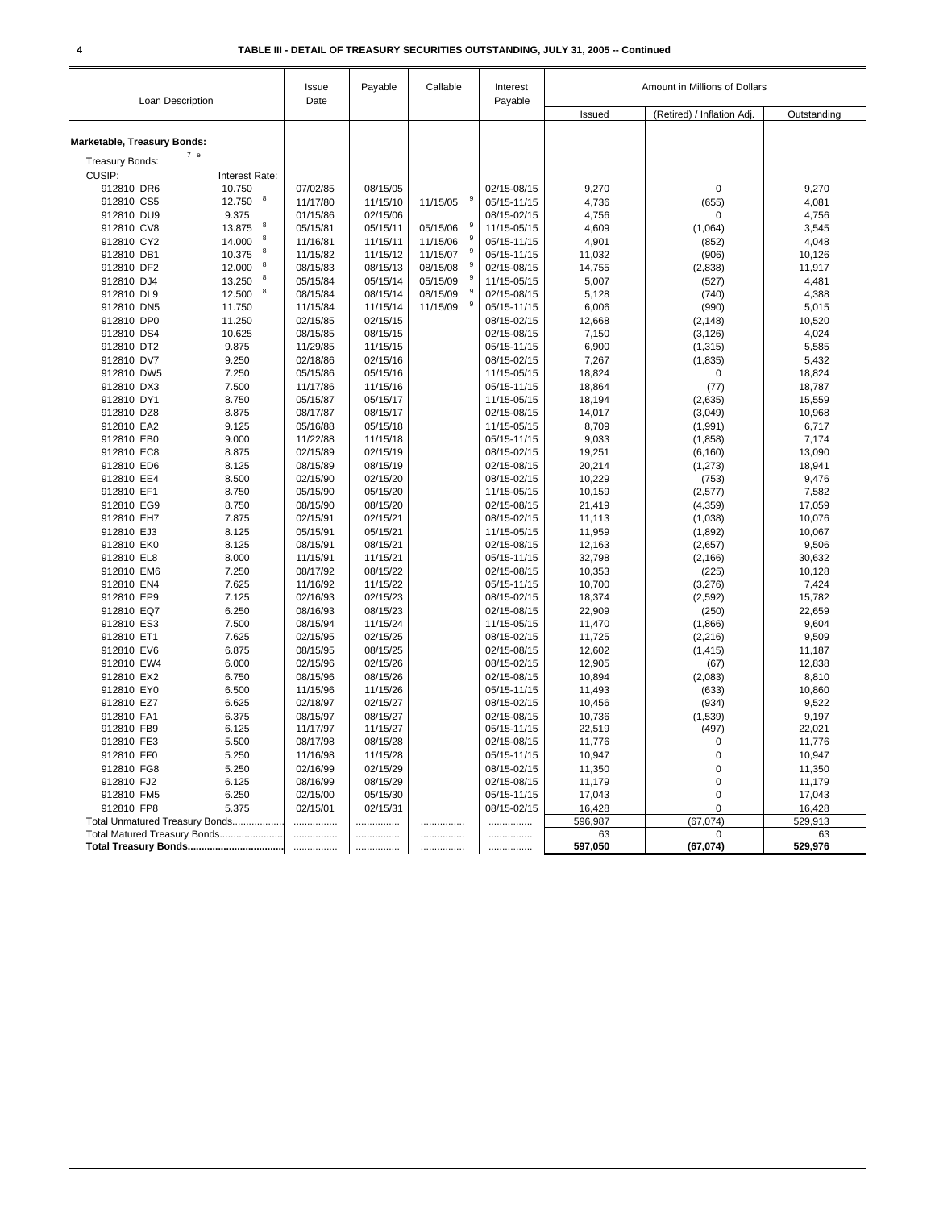**TABLE III - DETAIL OF TREASURY SECURITIES OUTSTANDING, JULY 31, 2005 -- Continued**

| Loan Description | | Issue Date | Payable | Callable | Interest Payable | Amount in Millions of Dollars | | |
|---|---|---|---|---|---|---|---|---|
| | | | | | | Issued | (Retired) / Inflation Adj. | Outstanding |
| **Marketable, Treasury Bonds:** | | | | | | | | |
| Treasury Bonds: [7] [e] | | | | | | | | |
| CUSIP: | Interest Rate: | | | | | | | |
| 912810 DR6 | 10.750 | 07/02/85 | 08/15/05 | | 02/15-08/15 | 9,270 | 0 | 9,270 |
| 912810 CS5 | 12.750 [8] | 11/17/80 | 11/15/10 | 11/15/05 [9] | 05/15-11/15 | 4,736 | (655) | 4,081 |
| 912810 DU9 | 9.375 | 01/15/86 | 02/15/06 | | 08/15-02/15 | 4,756 | 0 | 4,756 |
| 912810 CV8 | 13.875 [8] | 05/15/81 | 05/15/11 | 05/15/06 [9] | 11/15-05/15 | 4,609 | (1,064) | 3,545 |
| 912810 CY2 | 14.000 [8] | 11/16/81 | 11/15/11 | 11/15/06 [9] | 05/15-11/15 | 4,901 | (852) | 4,048 |
| 912810 DB1 | 10.375 [8] | 11/15/82 | 11/15/12 | 11/15/07 [9] | 05/15-11/15 | 11,032 | (906) | 10,126 |
| 912810 DF2 | 12.000 [8] | 08/15/83 | 08/15/13 | 08/15/08 [9] | 02/15-08/15 | 14,755 | (2,838) | 11,917 |
| 912810 DJ4 | 13.250 [8] | 05/15/84 | 05/15/14 | 05/15/09 [9] | 11/15-05/15 | 5,007 | (527) | 4,481 |
| 912810 DL9 | 12.500 [8] | 08/15/84 | 08/15/14 | 08/15/09 [9] | 02/15-08/15 | 5,128 | (740) | 4,388 |
| 912810 DN5 | 11.750 | 11/15/84 | 11/15/14 | 11/15/09 [9] | 05/15-11/15 | 6,006 | (990) | 5,015 |
| 912810 DP0 | 11.250 | 02/15/85 | 02/15/15 | | 08/15-02/15 | 12,668 | (2,148) | 10,520 |
| 912810 DS4 | 10.625 | 08/15/85 | 08/15/15 | | 02/15-08/15 | 7,150 | (3,126) | 4,024 |
| 912810 DT2 | 9.875 | 11/29/85 | 11/15/15 | | 05/15-11/15 | 6,900 | (1,315) | 5,585 |
| 912810 DV7 | 9.250 | 02/18/86 | 02/15/16 | | 08/15-02/15 | 7,267 | (1,835) | 5,432 |
| 912810 DW5 | 7.250 | 05/15/86 | 05/15/16 | | 11/15-05/15 | 18,824 | 0 | 18,824 |
| 912810 DX3 | 7.500 | 11/17/86 | 11/15/16 | | 05/15-11/15 | 18,864 | (77) | 18,787 |
| 912810 DY1 | 8.750 | 05/15/87 | 05/15/17 | | 11/15-05/15 | 18,194 | (2,635) | 15,559 |
| 912810 DZ8 | 8.875 | 08/17/87 | 08/15/17 | | 02/15-08/15 | 14,017 | (3,049) | 10,968 |
| 912810 EA2 | 9.125 | 05/16/88 | 05/15/18 | | 11/15-05/15 | 8,709 | (1,991) | 6,717 |
| 912810 EB0 | 9.000 | 11/22/88 | 11/15/18 | | 05/15-11/15 | 9,033 | (1,858) | 7,174 |
| 912810 EC8 | 8.875 | 02/15/89 | 02/15/19 | | 08/15-02/15 | 19,251 | (6,160) | 13,090 |
| 912810 ED6 | 8.125 | 08/15/89 | 08/15/19 | | 02/15-08/15 | 20,214 | (1,273) | 18,941 |
| 912810 EE4 | 8.500 | 02/15/90 | 02/15/20 | | 08/15-02/15 | 10,229 | (753) | 9,476 |
| 912810 EF1 | 8.750 | 05/15/90 | 05/15/20 | | 11/15-05/15 | 10,159 | (2,577) | 7,582 |
| 912810 EG9 | 8.750 | 08/15/90 | 08/15/20 | | 02/15-08/15 | 21,419 | (4,359) | 17,059 |
| 912810 EH7 | 7.875 | 02/15/91 | 02/15/21 | | 08/15-02/15 | 11,113 | (1,038) | 10,076 |
| 912810 EJ3 | 8.125 | 05/15/91 | 05/15/21 | | 11/15-05/15 | 11,959 | (1,892) | 10,067 |
| 912810 EK0 | 8.125 | 08/15/91 | 08/15/21 | | 02/15-08/15 | 12,163 | (2,657) | 9,506 |
| 912810 EL8 | 8.000 | 11/15/91 | 11/15/21 | | 05/15-11/15 | 32,798 | (2,166) | 30,632 |
| 912810 EM6 | 7.250 | 08/17/92 | 08/15/22 | | 02/15-08/15 | 10,353 | (225) | 10,128 |
| 912810 EN4 | 7.625 | 11/16/92 | 11/15/22 | | 05/15-11/15 | 10,700 | (3,276) | 7,424 |
| 912810 EP9 | 7.125 | 02/16/93 | 02/15/23 | | 08/15-02/15 | 18,374 | (2,592) | 15,782 |
| 912810 EQ7 | 6.250 | 08/16/93 | 08/15/23 | | 02/15-08/15 | 22,909 | (250) | 22,659 |
| 912810 ES3 | 7.500 | 08/15/94 | 11/15/24 | | 11/15-05/15 | 11,470 | (1,866) | 9,604 |
| 912810 ET1 | 7.625 | 02/15/95 | 02/15/25 | | 08/15-02/15 | 11,725 | (2,216) | 9,509 |
| 912810 EV6 | 6.875 | 08/15/95 | 08/15/25 | | 02/15-08/15 | 12,602 | (1,415) | 11,187 |
| 912810 EW4 | 6.000 | 02/15/96 | 02/15/26 | | 08/15-02/15 | 12,905 | (67) | 12,838 |
| 912810 EX2 | 6.750 | 08/15/96 | 08/15/26 | | 02/15-08/15 | 10,894 | (2,083) | 8,810 |
| 912810 EY0 | 6.500 | 11/15/96 | 11/15/26 | | 05/15-11/15 | 11,493 | (633) | 10,860 |
| 912810 EZ7 | 6.625 | 02/18/97 | 02/15/27 | | 08/15-02/15 | 10,456 | (934) | 9,522 |
| 912810 FA1 | 6.375 | 08/15/97 | 08/15/27 | | 02/15-08/15 | 10,736 | (1,539) | 9,197 |
| 912810 FB9 | 6.125 | 11/17/97 | 11/15/27 | | 05/15-11/15 | 22,519 | (497) | 22,021 |
| 912810 FE3 | 5.500 | 08/17/98 | 08/15/28 | | 02/15-08/15 | 11,776 | 0 | 11,776 |
| 912810 FF0 | 5.250 | 11/16/98 | 11/15/28 | | 05/15-11/15 | 10,947 | 0 | 10,947 |
| 912810 FG8 | 5.250 | 02/16/99 | 02/15/29 | | 08/15-02/15 | 11,350 | 0 | 11,350 |
| 912810 FJ2 | 6.125 | 08/16/99 | 08/15/29 | | 02/15-08/15 | 11,179 | 0 | 11,179 |
| 912810 FM5 | 6.250 | 02/15/00 | 05/15/30 | | 05/15-11/15 | 17,043 | 0 | 17,043 |
| 912810 FP8 | 5.375 | 02/15/01 | 02/15/31 | | 08/15-02/15 | 16,428 | 0 | 16,428 |
| Total Unmatured Treasury Bonds................... | | ................ | ................ | ................ | ................ | 596,987 | (67,074) | 529,913 |
| Total Matured Treasury Bonds....................... | | ................ | ................ | ................ | ................ | 63 | 0 | 63 |
| **Total Treasury Bonds..................................** | | ................ | ................ | ................ | ................ | **597,050** | **(67,074)** | **529,976** |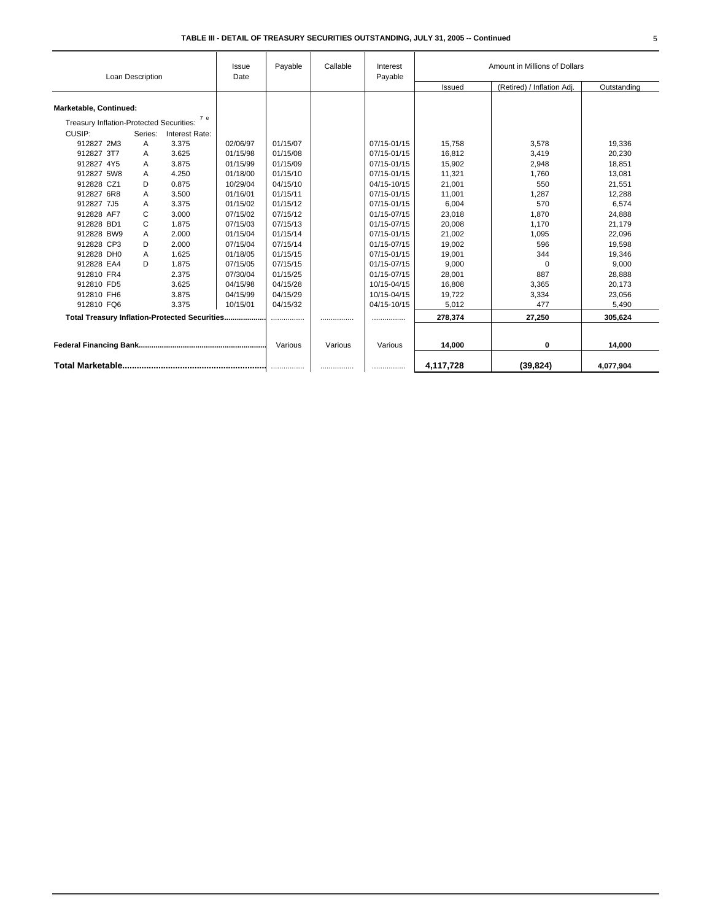**TABLE III - DETAIL OF TREASURY SECURITIES OUTSTANDING, JULY 31, 2005 -- Continued**

| Loan Description | | | Issue Date | Payable | Callable | Interest Payable | Amount in Millions of Dollars | | |
|---|---|---|---|---|---|---|---|---|---|
| | | | | | | | Issued | (Retired) / Inflation Adj. | Outstanding |
| **Marketable, Continued:** | | | | | | | | | |
| Treasury Inflation-Protected Securities: [7 e] | | | | | | | | | |
| CUSIP: | Series: | Interest Rate: | | | | | | | |
| 912827 2M3 | A | 3.375 | 02/06/97 | 01/15/07 | | 07/15-01/15 | 15,758 | 3,578 | 19,336 |
| 912827 3T7 | A | 3.625 | 01/15/98 | 01/15/08 | | 07/15-01/15 | 16,812 | 3,419 | 20,230 |
| 912827 4Y5 | A | 3.875 | 01/15/99 | 01/15/09 | | 07/15-01/15 | 15,902 | 2,948 | 18,851 |
| 912827 5W8 | A | 4.250 | 01/18/00 | 01/15/10 | | 07/15-01/15 | 11,321 | 1,760 | 13,081 |
| 912828 CZ1 | D | 0.875 | 10/29/04 | 04/15/10 | | 04/15-10/15 | 21,001 | 550 | 21,551 |
| 912827 6R8 | A | 3.500 | 01/16/01 | 01/15/11 | | 07/15-01/15 | 11,001 | 1,287 | 12,288 |
| 912827 7J5 | A | 3.375 | 01/15/02 | 01/15/12 | | 07/15-01/15 | 6,004 | 570 | 6,574 |
| 912828 AF7 | C | 3.000 | 07/15/02 | 07/15/12 | | 01/15-07/15 | 23,018 | 1,870 | 24,888 |
| 912828 BD1 | C | 1.875 | 07/15/03 | 07/15/13 | | 01/15-07/15 | 20,008 | 1,170 | 21,179 |
| 912828 BW9 | A | 2.000 | 01/15/04 | 01/15/14 | | 07/15-01/15 | 21,002 | 1,095 | 22,096 |
| 912828 CP3 | D | 2.000 | 07/15/04 | 07/15/14 | | 01/15-07/15 | 19,002 | 596 | 19,598 |
| 912828 DH0 | A | 1.625 | 01/18/05 | 01/15/15 | | 07/15-01/15 | 19,001 | 344 | 19,346 |
| 912828 EA4 | D | 1.875 | 07/15/05 | 07/15/15 | | 01/15-07/15 | 9,000 | 0 | 9,000 |
| 912810 FR4 | | 2.375 | 07/30/04 | 01/15/25 | | 01/15-07/15 | 28,001 | 887 | 28,888 |
| 912810 FD5 | | 3.625 | 04/15/98 | 04/15/28 | | 10/15-04/15 | 16,808 | 3,365 | 20,173 |
| 912810 FH6 | | 3.875 | 04/15/99 | 04/15/29 | | 10/15-04/15 | 19,722 | 3,334 | 23,056 |
| 912810 FQ6 | | 3.375 | 10/15/01 | 04/15/32 | | 04/15-10/15 | 5,012 | 477 | 5,490 |
| **Total Treasury Inflation-Protected Securities....................** | | | | ................ | ................ | ................ | **278,374** | **27,250** | **305,624** |
| **Federal Financing Bank.............................................................** | | | | Various | Various | Various | **14,000** | **0** | **14,000** |
| **Total Marketable..........................................................** | | | | ................ | ................ | ................ | **4,117,728** | **(39,824)** | **4,077,904** |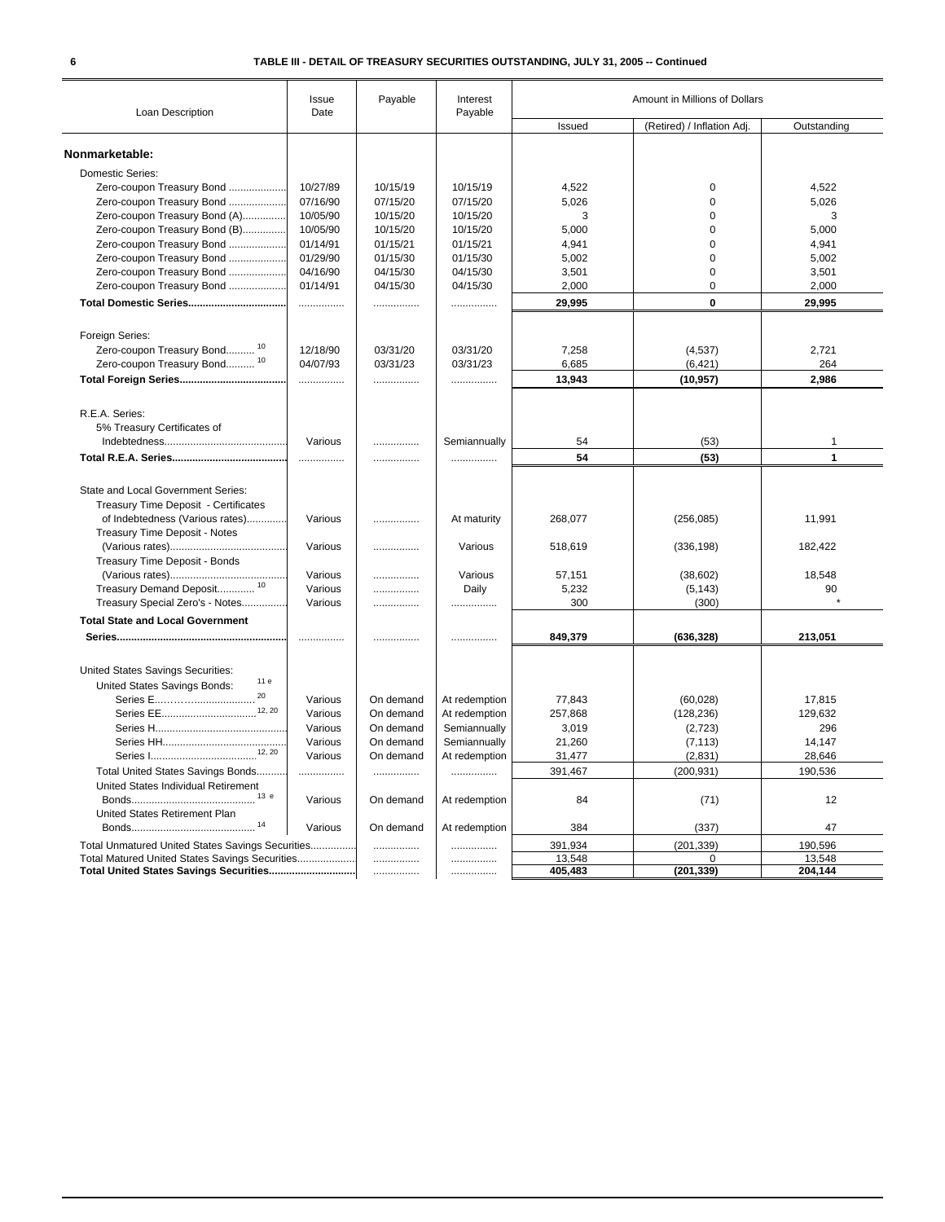### TABLE III - DETAIL OF TREASURY SECURITIES OUTSTANDING, JULY 31, 2005 -- Continued

| Loan Description | Issue Date | Payable | Interest Payable | Amount in Millions of Dollars | | |
|---|---|---|---|---|---|---|
| | | | | Issued | (Retired) / Inflation Adj. | Outstanding |
| **Nonmarketable:** | | | | | | |
| Domestic Series: | | | | | | |
| Zero-coupon Treasury Bond | 10/27/89 | 10/15/19 | 10/15/19 | 4,522 | 0 | 4,522 |
| Zero-coupon Treasury Bond | 07/16/90 | 07/15/20 | 07/15/20 | 5,026 | 0 | 5,026 |
| Zero-coupon Treasury Bond (A) | 10/05/90 | 10/15/20 | 10/15/20 | 3 | 0 | 3 |
| Zero-coupon Treasury Bond (B) | 10/05/90 | 10/15/20 | 10/15/20 | 5,000 | 0 | 5,000 |
| Zero-coupon Treasury Bond | 01/14/91 | 01/15/21 | 01/15/21 | 4,941 | 0 | 4,941 |
| Zero-coupon Treasury Bond | 01/29/90 | 01/15/30 | 01/15/30 | 5,002 | 0 | 5,002 |
| Zero-coupon Treasury Bond | 04/16/90 | 04/15/30 | 04/15/30 | 3,501 | 0 | 3,501 |
| Zero-coupon Treasury Bond | 01/14/91 | 04/15/30 | 04/15/30 | 2,000 | 0 | 2,000 |
| **Total Domestic Series** | ................ | ................ | ................ | **29,995** | **0** | **29,995** |
| Foreign Series: | | | | | | |
| Zero-coupon Treasury Bond [10] | 12/18/90 | 03/31/20 | 03/31/20 | 7,258 | (4,537) | 2,721 |
| Zero-coupon Treasury Bond [10] | 04/07/93 | 03/31/23 | 03/31/23 | 6,685 | (6,421) | 264 |
| **Total Foreign Series** | ................ | ................ | ................ | **13,943** | **(10,957)** | **2,986** |
| R.E.A. Series: | | | | | | |
| 5% Treasury Certificates of Indebtedness | Various | ................ | Semiannually | 54 | (53) | 1 |
| **Total R.E.A. Series** | ................ | ................ | ................ | **54** | **(53)** | **1** |
| State and Local Government Series: | | | | | | |
| Treasury Time Deposit - Certificates of Indebtedness (Various rates) | Various | ................ | At maturity | 268,077 | (256,085) | 11,991 |
| Treasury Time Deposit - Notes (Various rates) | Various | ................ | Various | 518,619 | (336,198) | 182,422 |
| Treasury Time Deposit - Bonds (Various rates) | Various | ................ | Various | 57,151 | (38,602) | 18,548 |
| Treasury Demand Deposit [10] | Various | ................ | Daily | 5,232 | (5,143) | 90 |
| Treasury Special Zero's - Notes | Various | ................ | ................ | 300 | (300) | * |
| **Total State and Local Government Series** | ................ | ................ | ................ | **849,379** | **(636,328)** | **213,051** |
| United States Savings Securities: | | | | | | |
| United States Savings Bonds: [11 e] | | | | | | |
| Series E [20] | Various | On demand | At redemption | 77,843 | (60,028) | 17,815 |
| Series EE [12, 20] | Various | On demand | At redemption | 257,868 | (128,236) | 129,632 |
| Series H | Various | On demand | Semiannually | 3,019 | (2,723) | 296 |
| Series HH | Various | On demand | Semiannually | 21,260 | (7,113) | 14,147 |
| Series I [12, 20] | Various | On demand | At redemption | 31,477 | (2,831) | 28,646 |
| Total United States Savings Bonds | ................ | ................ | ................ | 391,467 | (200,931) | 190,536 |
| United States Individual Retirement Bonds [13 e] | Various | On demand | At redemption | 84 | (71) | 12 |
| United States Retirement Plan Bonds [14] | Various | On demand | At redemption | 384 | (337) | 47 |
| Total Unmatured United States Savings Securities | ................ | ................ | ................ | 391,934 | (201,339) | 190,596 |
| Total Matured United States Savings Securities | ................ | ................ | ................ | 13,548 | 0 | 13,548 |
| **Total United States Savings Securities** | ................ | ................ | ................ | **405,483** | **(201,339)** | **204,144** |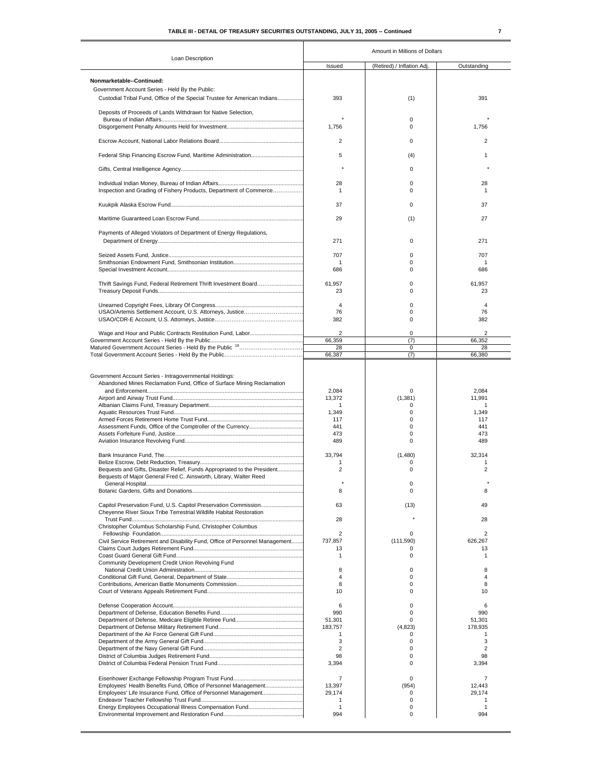## TABLE III - DETAIL OF TREASURY SECURITIES OUTSTANDING, JULY 31, 2005 -- Continued

| Loan Description | Amount in Millions of Dollars | | |
|---|---|---|---|
| | Issued | (Retired) / Inflation Adj. | Outstanding |
| **Nonmarketable--Continued:** | | | |
| Government Account Series - Held By the Public: | | | |
| Custodial Tribal Fund, Office of the Special Trustee for American Indians | 393 | (1) | 391 |
| Deposits of Proceeds of Lands Withdrawn for Native Selection, Bureau of Indian Affairs | * | 0 | * |
| Disgorgement Penalty Amounts Held for Investment | 1,756 | 0 | 1,756 |
| Escrow Account, National Labor Relations Board | 2 | 0 | 2 |
| Federal Ship Financing Escrow Fund, Maritime Administration | 5 | (4) | 1 |
| Gifts, Central Intelligence Agency | * | 0 | * |
| Individual Indian Money, Bureau of Indian Affairs | 28 | 0 | 28 |
| Inspection and Grading of Fishery Products, Department of Commerce | 1 | 0 | 1 |
| Kuukpik Alaska Escrow Fund | 37 | 0 | 37 |
| Maritime Guaranteed Loan Escrow Fund | 29 | (1) | 27 |
| Payments of Alleged Violators of Department of Energy Regulations, Department of Energy | 271 | 0 | 271 |
| Seized Assets Fund, Justice | 707 | 0 | 707 |
| Smithsonian Endowment Fund, Smithsonian Institution | 1 | 0 | 1 |
| Special Investment Account | 686 | 0 | 686 |
| Thrift Savings Fund, Federal Retirement Thrift Investment Board | 61,957 | 0 | 61,957 |
| Treasury Deposit Funds | 23 | 0 | 23 |
| Unearned Copyright Fees, Library Of Congress | 4 | 0 | 4 |
| USAO/Artemis Settlement Account, U.S. Attorneys, Justice | 76 | 0 | 76 |
| USAO/CDR-E Account, U.S. Attorneys, Justice | 382 | 0 | 382 |
| Wage and Hour and Public Contracts Restitution Fund, Labor | 2 | 0 | 2 |
| Government Account Series - Held By the Public | 66,359 | (7) | 66,352 |
| Matured Government Account Series - Held By the Public [19] | 28 | 0 | 28 |
| Total Government Account Series - Held By the Public | 66,387 | (7) | 66,380 |
| Government Account Series - Intragovernmental Holdings: | | | |
| Abandoned Mines Reclamation Fund, Office of Surface Mining Reclamation and Enforcement | 2,084 | 0 | 2,084 |
| Airport and Airway Trust Fund | 13,372 | (1,381) | 11,991 |
| Albanian Claims Fund, Treasury Department | 1 | 0 | 1 |
| Aquatic Resources Trust Fund | 1,349 | 0 | 1,349 |
| Armed Forces Retirement Home Trust Fund | 117 | 0 | 117 |
| Assessment Funds, Office of the Comptroller of the Currency | 441 | 0 | 441 |
| Assets Forfeiture Fund, Justice | 473 | 0 | 473 |
| Aviation Insurance Revolving Fund | 489 | 0 | 489 |
| Bank Insurance Fund, The | 33,794 | (1,480) | 32,314 |
| Belize Escrow, Debt Reduction, Treasury | 1 | 0 | 1 |
| Bequests and Gifts, Disaster Relief, Funds Appropriated to the President | 2 | 0 | 2 |
| Bequests of Major General Fred C. Ainsworth, Library, Walter Reed General Hospital | * | 0 | * |
| Botanic Gardens, Gifts and Donations | 8 | 0 | 8 |
| Capitol Preservation Fund, U.S. Capitol Preservation Commission | 63 | (13) | 49 |
| Cheyenne River Sioux Tribe Terrestrial Wildlife Habitat Restoration Trust Fund | 28 | * | 28 |
| Christopher Columbus Scholarship Fund, Christopher Columbus Fellowship Foundation | 2 | 0 | 2 |
| Civil Service Retirement and Disability Fund, Office of Personnel Management | 737,857 | (111,590) | 626,267 |
| Claims Court Judges Retirement Fund | 13 | 0 | 13 |
| Coast Guard General Gift Fund | 1 | 0 | 1 |
| Community Development Credit Union Revolving Fund National Credit Union Administration | 8 | 0 | 8 |
| Conditional Gift Fund, General, Department of State | 4 | 0 | 4 |
| Contributions, American Battle Monuments Commission | 8 | 0 | 8 |
| Court of Veterans Appeals Retirement Fund | 10 | 0 | 10 |
| Defense Cooperation Account | 6 | 0 | 6 |
| Department of Defense, Education Benefits Fund | 990 | 0 | 990 |
| Department of Defense, Medicare Eligible Retiree Fund | 51,301 | 0 | 51,301 |
| Department of Defense Military Retirement Fund | 183,757 | (4,823) | 178,935 |
| Department of the Air Force General Gift Fund | 1 | 0 | 1 |
| Department of the Army General Gift Fund | 3 | 0 | 3 |
| Department of the Navy General Gift Fund | 2 | 0 | 2 |
| District of Columbia Judges Retirement Fund | 98 | 0 | 98 |
| District of Columbia Federal Pension Trust Fund | 3,394 | 0 | 3,394 |
| Eisenhower Exchange Fellowship Program Trust Fund | 7 | 0 | 7 |
| Employees' Health Benefits Fund, Office of Personnel Management | 13,397 | (954) | 12,443 |
| Employees' Life Insurance Fund, Office of Personnel Management | 29,174 | 0 | 29,174 |
| Endeavor Teacher Fellowship Trust Fund | 1 | 0 | 1 |
| Energy Employees Occupational Illness Compensation Fund | 1 | 0 | 1 |
| Environmental Improvement and Restoration Fund | 994 | 0 | 994 |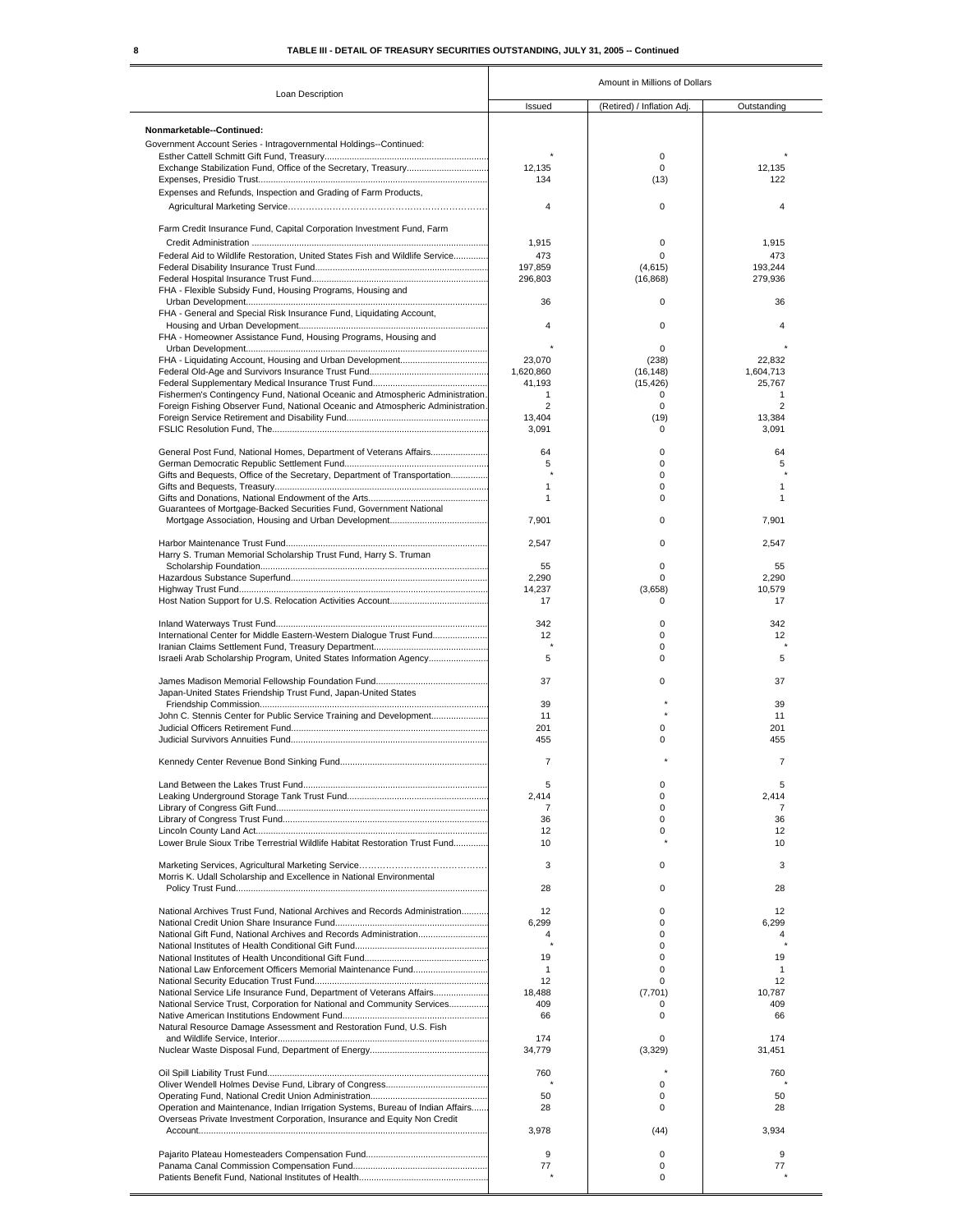# TABLE III - DETAIL OF TREASURY SECURITIES OUTSTANDING, JULY 31, 2005 -- Continued

| Loan Description | Amount in Millions of Dollars | | |
|---|---|---|---|
| | Issued | (Retired) / Inflation Adj. | Outstanding |
| **Nonmarketable--Continued:** | | | |
| Government Account Series - Intragovernmental Holdings--Continued: | | | |
| Esther Cattell Schmitt Gift Fund, Treasury | * | 0 | * |
| Exchange Stabilization Fund, Office of the Secretary, Treasury | 12,135 | 0 | 12,135 |
| Expenses, Presidio Trust | 134 | (13) | 122 |
| Expenses and Refunds, Inspection and Grading of Farm Products, Agricultural Marketing Service | 4 | 0 | 4 |
| Farm Credit Insurance Fund, Capital Corporation Investment Fund, Farm Credit Administration | 1,915 | 0 | 1,915 |
| Federal Aid to Wildlife Restoration, United States Fish and Wildlife Service | 473 | 0 | 473 |
| Federal Disability Insurance Trust Fund | 197,859 | (4,615) | 193,244 |
| Federal Hospital Insurance Trust Fund | 296,803 | (16,868) | 279,936 |
| FHA - Flexible Subsidy Fund, Housing Programs, Housing and Urban Development | 36 | 0 | 36 |
| FHA - General and Special Risk Insurance Fund, Liquidating Account, Housing and Urban Development | 4 | 0 | 4 |
| FHA - Homeowner Assistance Fund, Housing Programs, Housing and Urban Development | * | 0 | * |
| FHA - Liquidating Account, Housing and Urban Development | 23,070 | (238) | 22,832 |
| Federal Old-Age and Survivors Insurance Trust Fund | 1,620,860 | (16,148) | 1,604,713 |
| Federal Supplementary Medical Insurance Trust Fund | 41,193 | (15,426) | 25,767 |
| Fishermen's Contingency Fund, National Oceanic and Atmospheric Administration | 1 | 0 | 1 |
| Foreign Fishing Observer Fund, National Oceanic and Atmospheric Administration | 2 | 0 | 2 |
| Foreign Service Retirement and Disability Fund | 13,404 | (19) | 13,384 |
| FSLIC Resolution Fund, The | 3,091 | 0 | 3,091 |
| General Post Fund, National Homes, Department of Veterans Affairs | 64 | 0 | 64 |
| German Democratic Republic Settlement Fund | 5 | 0 | 5 |
| Gifts and Bequests, Office of the Secretary, Department of Transportation | * | 0 | * |
| Gifts and Bequests, Treasury | 1 | 0 | 1 |
| Gifts and Donations, National Endowment of the Arts | 1 | 0 | 1 |
| Guarantees of Mortgage-Backed Securities Fund, Government National Mortgage Association, Housing and Urban Development | 7,901 | 0 | 7,901 |
| Harbor Maintenance Trust Fund | 2,547 | 0 | 2,547 |
| Harry S. Truman Memorial Scholarship Trust Fund, Harry S. Truman Scholarship Foundation | 55 | 0 | 55 |
| Hazardous Substance Superfund | 2,290 | 0 | 2,290 |
| Highway Trust Fund | 14,237 | (3,658) | 10,579 |
| Host Nation Support for U.S. Relocation Activities Account | 17 | 0 | 17 |
| Inland Waterways Trust Fund | 342 | 0 | 342 |
| International Center for Middle Eastern-Western Dialogue Trust Fund | 12 | 0 | 12 |
| Iranian Claims Settlement Fund, Treasury Department | * | 0 | * |
| Israeli Arab Scholarship Program, United States Information Agency | 5 | 0 | 5 |
| James Madison Memorial Fellowship Foundation Fund | 37 | 0 | 37 |
| Japan-United States Friendship Trust Fund, Japan-United States Friendship Commission | 39 | * | 39 |
| John C. Stennis Center for Public Service Training and Development | 11 | * | 11 |
| Judicial Officers Retirement Fund | 201 | 0 | 201 |
| Judicial Survivors Annuities Fund | 455 | 0 | 455 |
| Kennedy Center Revenue Bond Sinking Fund | 7 | * | 7 |
| Land Between the Lakes Trust Fund | 5 | 0 | 5 |
| Leaking Underground Storage Tank Trust Fund | 2,414 | 0 | 2,414 |
| Library of Congress Gift Fund | 7 | 0 | 7 |
| Library of Congress Trust Fund | 36 | 0 | 36 |
| Lincoln County Land Act | 12 | 0 | 12 |
| Lower Brule Sioux Tribe Terrestrial Wildlife Habitat Restoration Trust Fund | 10 | * | 10 |
| Marketing Services, Agricultural Marketing Service | 3 | 0 | 3 |
| Morris K. Udall Scholarship and Excellence in National Environmental Policy Trust Fund | 28 | 0 | 28 |
| National Archives Trust Fund, National Archives and Records Administration | 12 | 0 | 12 |
| National Credit Union Share Insurance Fund | 6,299 | 0 | 6,299 |
| National Gift Fund, National Archives and Records Administration | 4 | 0 | 4 |
| National Institutes of Health Conditional Gift Fund | * | 0 | * |
| National Institutes of Health Unconditional Gift Fund | 19 | 0 | 19 |
| National Law Enforcement Officers Memorial Maintenance Fund | 1 | 0 | 1 |
| National Security Education Trust Fund | 12 | 0 | 12 |
| National Service Life Insurance Fund, Department of Veterans Affairs | 18,488 | (7,701) | 10,787 |
| National Service Trust, Corporation for National and Community Services | 409 | 0 | 409 |
| Native American Institutions Endowment Fund | 66 | 0 | 66 |
| Natural Resource Damage Assessment and Restoration Fund, U.S. Fish and Wildlife Service, Interior | 174 | 0 | 174 |
| Nuclear Waste Disposal Fund, Department of Energy | 34,779 | (3,329) | 31,451 |
| Oil Spill Liability Trust Fund | 760 | * | 760 |
| Oliver Wendell Holmes Devise Fund, Library of Congress | * | 0 | * |
| Operating Fund, National Credit Union Administration | 50 | 0 | 50 |
| Operation and Maintenance, Indian Irrigation Systems, Bureau of Indian Affairs | 28 | 0 | 28 |
| Overseas Private Investment Corporation, Insurance and Equity Non Credit Account | 3,978 | (44) | 3,934 |
| Pajarito Plateau Homesteaders Compensation Fund | 9 | 0 | 9 |
| Panama Canal Commission Compensation Fund | 77 | 0 | 77 |
| Patients Benefit Fund, National Institutes of Health | * | 0 | * |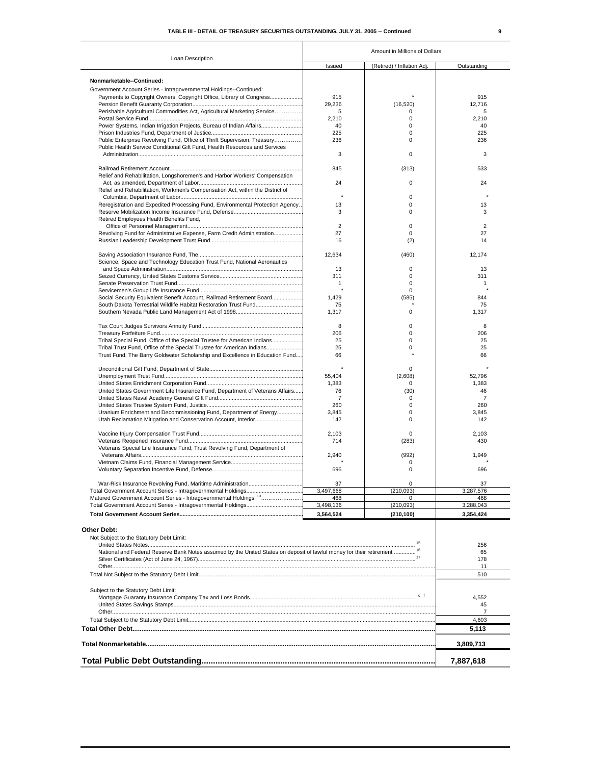**TABLE III - DETAIL OF TREASURY SECURITIES OUTSTANDING, JULY 31, 2005 -- Continued**

| Loan Description | Amount in Millions of Dollars | | |
|---|---|---|---|
| | Issued | (Retired) / Inflation Adj. | Outstanding |
| **Nonmarketable--Continued:** | | | |
| Government Account Series - Intragovernmental Holdings--Continued: | | | |
| Payments to Copyright Owners, Copyright Office, Library of Congress | 915 | * | 915 |
| Pension Benefit Guaranty Corporation | 29,236 | (16,520) | 12,716 |
| Perishable Agricultural Commodities Act, Agricultural Marketing Service | 5 | 0 | 5 |
| Postal Service Fund | 2,210 | 0 | 2,210 |
| Power Systems, Indian Irrigation Projects, Bureau of Indian Affairs | 40 | 0 | 40 |
| Prison Industries Fund, Department of Justice | 225 | 0 | 225 |
| Public Enterprise Revolving Fund, Office of Thrift Supervision, Treasury | 236 | 0 | 236 |
| Public Health Service Conditional Gift Fund, Health Resources and Services Administration | 3 | 0 | 3 |
| Railroad Retirement Account | 845 | (313) | 533 |
| Relief and Rehabilitation, Longshoremen's and Harbor Workers' Compensation Act, as amended, Department of Labor | 24 | 0 | 24 |
| Relief and Rehabilitation, Workmen's Compensation Act, within the District of Columbia, Department of Labor | * | 0 | * |
| Reregistration and Expedited Processing Fund, Environmental Protection Agency | 13 | 0 | 13 |
| Reserve Mobilization Income Insurance Fund, Defense | 3 | 0 | 3 |
| Retired Employees Health Benefits Fund, Office of Personnel Management | 2 | 0 | 2 |
| Revolving Fund for Administrative Expense, Farm Credit Administration | 27 | 0 | 27 |
| Russian Leadership Development Trust Fund | 16 | (2) | 14 |
| Saving Association Insurance Fund, The | 12,634 | (460) | 12,174 |
| Science, Space and Technology Education Trust Fund, National Aeronautics and Space Administration | 13 | 0 | 13 |
| Seized Currency, United States Customs Service | 311 | 0 | 311 |
| Senate Preservation Trust Fund | 1 | 0 | 1 |
| Servicemen's Group Life Insurance Fund | * | 0 | * |
| Social Security Equivalent Benefit Account, Railroad Retirement Board | 1,429 | (585) | 844 |
| South Dakota Terrestrial Wildlife Habitat Restoration Trust Fund | 75 | * | 75 |
| Southern Nevada Public Land Management Act of 1998 | 1,317 | 0 | 1,317 |
| Tax Court Judges Survivors Annuity Fund | 8 | 0 | 8 |
| Treasury Forfeiture Fund | 206 | 0 | 206 |
| Tribal Special Fund, Office of the Special Trustee for American Indians | 25 | 0 | 25 |
| Tribal Trust Fund, Office of the Special Trustee for American Indians | 25 | 0 | 25 |
| Trust Fund, The Barry Goldwater Scholarship and Excellence in Education Fund | 66 | * | 66 |
| Unconditional Gift Fund, Department of State | * | 0 | * |
| Unemployment Trust Fund | 55,404 | (2,608) | 52,796 |
| United States Enrichment Corporation Fund | 1,383 | 0 | 1,383 |
| United States Government Life Insurance Fund, Department of Veterans Affairs | 76 | (30) | 46 |
| United States Naval Academy General Gift Fund | 7 | 0 | 7 |
| United States Trustee System Fund, Justice | 260 | 0 | 260 |
| Uranium Enrichment and Decommissioning Fund, Department of Energy | 3,845 | 0 | 3,845 |
| Utah Reclamation Mitigation and Conservation Account, Interior | 142 | 0 | 142 |
| Vaccine Injury Compensation Trust Fund | 2,103 | 0 | 2,103 |
| Veterans Reopened Insurance Fund | 714 | (283) | 430 |
| Veterans Special Life Insurance Fund, Trust Revolving Fund, Department of Veterans Affairs | 2,940 | (992) | 1,949 |
| Vietnam Claims Fund, Financial Management Service | * | 0 | * |
| Voluntary Separation Incentive Fund, Defense | 696 | 0 | 696 |
| War-Risk Insurance Revolving Fund, Maritime Administration | 37 | 0 | 37 |
| Total Government Account Series - Intragovernmental Holdings | 3,497,668 | (210,093) | 3,287,576 |
| Matured Government Account Series - Intragovernmental Holdings [19] | 468 | 0 | 468 |
| Total Government Account Series - Intragovernmental Holdings | 3,498,136 | (210,093) | 3,288,043 |
| **Total Government Account Series** | **3,564,524** | **(210,100)** | **3,354,424** |

| | Outstanding |
|---|---|
| **Other Debt:** | |
| Not Subject to the Statutory Debt Limit: | |
| United States Notes [15] | 256 |
| National and Federal Reserve Bank Notes assumed by the United States on deposit of lawful money for their retirement [16] | 65 |
| Silver Certificates (Act of June 24, 1967) [17] | 178 |
| Other | 11 |
| Total Not Subject to the Statutory Debt Limit | 510 |
| Subject to the Statutory Debt Limit: | |
| Mortgage Guaranty Insurance Company Tax and Loss Bonds [c f] | 4,552 |
| United States Savings Stamps | 45 |
| Other | 7 |
| Total Subject to the Statutory Debt Limit | 4,603 |
| **Total Other Debt** | **5,113** |
| **Total Nonmarketable** | **3,809,713** |
| **Total Public Debt Outstanding** | **7,887,618** |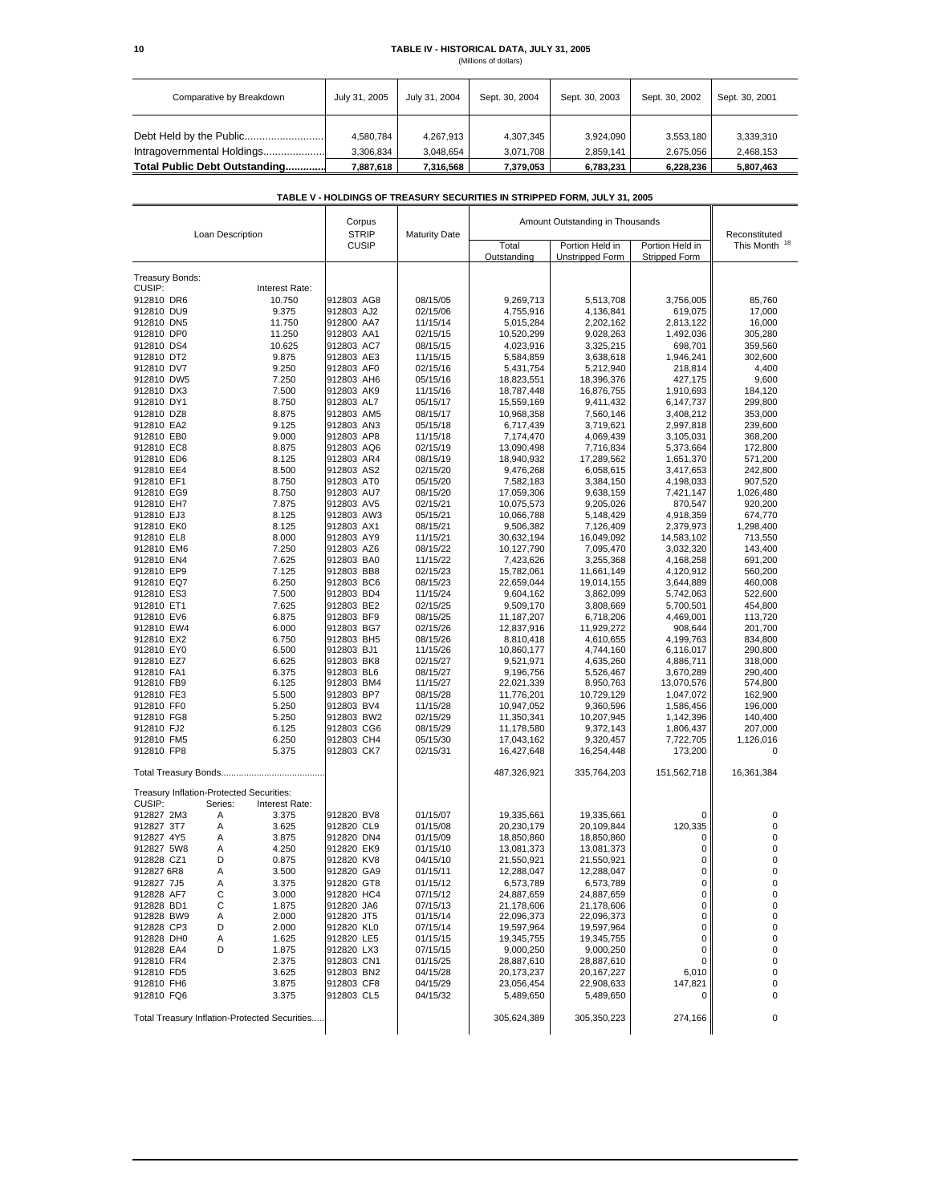## TABLE IV - HISTORICAL DATA, JULY 31, 2005

(Millions of dollars)

| Comparative by Breakdown | July 31, 2005 | July 31, 2004 | Sept. 30, 2004 | Sept. 30, 2003 | Sept. 30, 2002 | Sept. 30, 2001 |
|---|---|---|---|---|---|---|
| Debt Held by the Public | 4,580,784 | 4,267,913 | 4,307,345 | 3,924,090 | 3,553,180 | 3,339,310 |
| Intragovernmental Holdings | 3,306,834 | 3,048,654 | 3,071,708 | 2,859,141 | 2,675,056 | 2,468,153 |
| **Total Public Debt Outstanding** | **7,887,618** | **7,316,568** | **7,379,053** | **6,783,231** | **6,228,236** | **5,807,463** |

## TABLE V - HOLDINGS OF TREASURY SECURITIES IN STRIPPED FORM, JULY 31, 2005

| Loan Description | | | Corpus STRIP CUSIP | Maturity Date | Amount Outstanding in Thousands | | | Reconstituted This Month [18] |
|---|---|---|---|---|---|---|---|---|
| | | | | | Total Outstanding | Portion Held in Unstripped Form | Portion Held in Stripped Form | |
| Treasury Bonds: | | | | | | | | |
| CUSIP: | | Interest Rate: | | | | | | |
| 912810 DR6 | | 10.750 | 912803 AG8 | 08/15/05 | 9,269,713 | 5,513,708 | 3,756,005 | 85,760 |
| 912810 DU9 | | 9.375 | 912803 AJ2 | 02/15/06 | 4,755,916 | 4,136,841 | 619,075 | 17,000 |
| 912810 DN5 | | 11.750 | 912800 AA7 | 11/15/14 | 5,015,284 | 2,202,162 | 2,813,122 | 16,000 |
| 912810 DP0 | | 11.250 | 912803 AA1 | 02/15/15 | 10,520,299 | 9,028,263 | 1,492,036 | 305,280 |
| 912810 DS4 | | 10.625 | 912803 AC7 | 08/15/15 | 4,023,916 | 3,325,215 | 698,701 | 359,560 |
| 912810 DT2 | | 9.875 | 912803 AE3 | 11/15/15 | 5,584,859 | 3,638,618 | 1,946,241 | 302,600 |
| 912810 DV7 | | 9.250 | 912803 AF0 | 02/15/16 | 5,431,754 | 5,212,940 | 218,814 | 4,400 |
| 912810 DW5 | | 7.250 | 912803 AH6 | 05/15/16 | 18,823,551 | 18,396,376 | 427,175 | 9,600 |
| 912810 DX3 | | 7.500 | 912803 AK9 | 11/15/16 | 18,787,448 | 16,876,755 | 1,910,693 | 184,120 |
| 912810 DY1 | | 8.750 | 912803 AL7 | 05/15/17 | 15,559,169 | 9,411,432 | 6,147,737 | 299,800 |
| 912810 DZ8 | | 8.875 | 912803 AM5 | 08/15/17 | 10,968,358 | 7,560,146 | 3,408,212 | 353,000 |
| 912810 EA2 | | 9.125 | 912803 AN3 | 05/15/18 | 6,717,439 | 3,719,621 | 2,997,818 | 239,600 |
| 912810 EB0 | | 9.000 | 912803 AP8 | 11/15/18 | 7,174,470 | 4,069,439 | 3,105,031 | 368,200 |
| 912810 EC8 | | 8.875 | 912803 AQ6 | 02/15/19 | 13,090,498 | 7,716,834 | 5,373,664 | 172,800 |
| 912810 ED6 | | 8.125 | 912803 AR4 | 08/15/19 | 18,940,932 | 17,289,562 | 1,651,370 | 571,200 |
| 912810 EE4 | | 8.500 | 912803 AS2 | 02/15/20 | 9,476,268 | 6,058,615 | 3,417,653 | 242,800 |
| 912810 EF1 | | 8.750 | 912803 AT0 | 05/15/20 | 7,582,183 | 3,384,150 | 4,198,033 | 907,520 |
| 912810 EG9 | | 8.750 | 912803 AU7 | 08/15/20 | 17,059,306 | 9,638,159 | 7,421,147 | 1,026,480 |
| 912810 EH7 | | 7.875 | 912803 AV5 | 02/15/21 | 10,075,573 | 9,205,026 | 870,547 | 920,200 |
| 912810 EJ3 | | 8.125 | 912803 AW3 | 05/15/21 | 10,066,788 | 5,148,429 | 4,918,359 | 674,770 |
| 912810 EK0 | | 8.125 | 912803 AX1 | 08/15/21 | 9,506,382 | 7,126,409 | 2,379,973 | 1,298,400 |
| 912810 EL8 | | 8.000 | 912803 AY9 | 11/15/21 | 30,632,194 | 16,049,092 | 14,583,102 | 713,550 |
| 912810 EM6 | | 7.250 | 912803 AZ6 | 08/15/22 | 10,127,790 | 7,095,470 | 3,032,320 | 143,400 |
| 912810 EN4 | | 7.625 | 912803 BA0 | 11/15/22 | 7,423,626 | 3,255,368 | 4,168,258 | 691,200 |
| 912810 EP9 | | 7.125 | 912803 BB8 | 02/15/23 | 15,782,061 | 11,661,149 | 4,120,912 | 560,200 |
| 912810 EQ7 | | 6.250 | 912803 BC6 | 08/15/23 | 22,659,044 | 19,014,155 | 3,644,889 | 460,008 |
| 912810 ES3 | | 7.500 | 912803 BD4 | 11/15/24 | 9,604,162 | 3,862,099 | 5,742,063 | 522,600 |
| 912810 ET1 | | 7.625 | 912803 BE2 | 02/15/25 | 9,509,170 | 3,808,669 | 5,700,501 | 454,800 |
| 912810 EV6 | | 6.875 | 912803 BF9 | 08/15/25 | 11,187,207 | 6,718,206 | 4,469,001 | 113,720 |
| 912810 EW4 | | 6.000 | 912803 BG7 | 02/15/26 | 12,837,916 | 11,929,272 | 908,644 | 201,700 |
| 912810 EX2 | | 6.750 | 912803 BH5 | 08/15/26 | 8,810,418 | 4,610,655 | 4,199,763 | 834,800 |
| 912810 EY0 | | 6.500 | 912803 BJ1 | 11/15/26 | 10,860,177 | 4,744,160 | 6,116,017 | 290,800 |
| 912810 EZ7 | | 6.625 | 912803 BK8 | 02/15/27 | 9,521,971 | 4,635,260 | 4,886,711 | 318,000 |
| 912810 FA1 | | 6.375 | 912803 BL6 | 08/15/27 | 9,196,756 | 5,526,467 | 3,670,289 | 290,400 |
| 912810 FB9 | | 6.125 | 912803 BM4 | 11/15/27 | 22,021,339 | 8,950,763 | 13,070,576 | 574,800 |
| 912810 FE3 | | 5.500 | 912803 BP7 | 08/15/28 | 11,776,201 | 10,729,129 | 1,047,072 | 162,900 |
| 912810 FF0 | | 5.250 | 912803 BV4 | 11/15/28 | 10,947,052 | 9,360,596 | 1,586,456 | 196,000 |
| 912810 FG8 | | 5.250 | 912803 BW2 | 02/15/29 | 11,350,341 | 10,207,945 | 1,142,396 | 140,400 |
| 912810 FJ2 | | 6.125 | 912803 CG6 | 08/15/29 | 11,178,580 | 9,372,143 | 1,806,437 | 207,000 |
| 912810 FM5 | | 6.250 | 912803 CH4 | 05/15/30 | 17,043,162 | 9,320,457 | 7,722,705 | 1,126,016 |
| 912810 FP8 | | 5.375 | 912803 CK7 | 02/15/31 | 16,427,648 | 16,254,448 | 173,200 | 0 |
| Total Treasury Bonds | | | | | 487,326,921 | 335,764,203 | 151,562,718 | 16,361,384 |
| Treasury Inflation-Protected Securities: | | | | | | | | |
| CUSIP: | Series: | Interest Rate: | | | | | | |
| 912827 2M3 | A | 3.375 | 912820 BV8 | 01/15/07 | 19,335,661 | 19,335,661 | 0 | 0 |
| 912827 3T7 | A | 3.625 | 912820 CL9 | 01/15/08 | 20,230,179 | 20,109,844 | 120,335 | 0 |
| 912827 4Y5 | A | 3.875 | 912820 DN4 | 01/15/09 | 18,850,860 | 18,850,860 | 0 | 0 |
| 912827 5W8 | A | 4.250 | 912820 EK9 | 01/15/10 | 13,081,373 | 13,081,373 | 0 | 0 |
| 912828 CZ1 | D | 0.875 | 912820 KV8 | 04/15/10 | 21,550,921 | 21,550,921 | 0 | 0 |
| 912827 6R8 | A | 3.500 | 912820 GA9 | 01/15/11 | 12,288,047 | 12,288,047 | 0 | 0 |
| 912827 7J5 | A | 3.375 | 912820 GT8 | 01/15/12 | 6,573,789 | 6,573,789 | 0 | 0 |
| 912828 AF7 | C | 3.000 | 912820 HC4 | 07/15/12 | 24,887,659 | 24,887,659 | 0 | 0 |
| 912828 BD1 | C | 1.875 | 912820 JA6 | 07/15/13 | 21,178,606 | 21,178,606 | 0 | 0 |
| 912828 BW9 | A | 2.000 | 912820 JT5 | 01/15/14 | 22,096,373 | 22,096,373 | 0 | 0 |
| 912828 CP3 | D | 2.000 | 912820 KL0 | 07/15/14 | 19,597,964 | 19,597,964 | 0 | 0 |
| 912828 DH0 | A | 1.625 | 912820 LE5 | 01/15/15 | 19,345,755 | 19,345,755 | 0 | 0 |
| 912828 EA4 | D | 1.875 | 912820 LX3 | 07/15/15 | 9,000,250 | 9,000,250 | 0 | 0 |
| 912810 FR4 | | 2.375 | 912803 CN1 | 01/15/25 | 28,887,610 | 28,887,610 | 0 | 0 |
| 912810 FD5 | | 3.625 | 912803 BN2 | 04/15/28 | 20,173,237 | 20,167,227 | 6,010 | 0 |
| 912810 FH6 | | 3.875 | 912803 CF8 | 04/15/29 | 23,056,454 | 22,908,633 | 147,821 | 0 |
| 912810 FQ6 | | 3.375 | 912803 CL5 | 04/15/32 | 5,489,650 | 5,489,650 | 0 | 0 |
| Total Treasury Inflation-Protected Securities | | | | | 305,624,389 | 305,350,223 | 274,166 | 0 |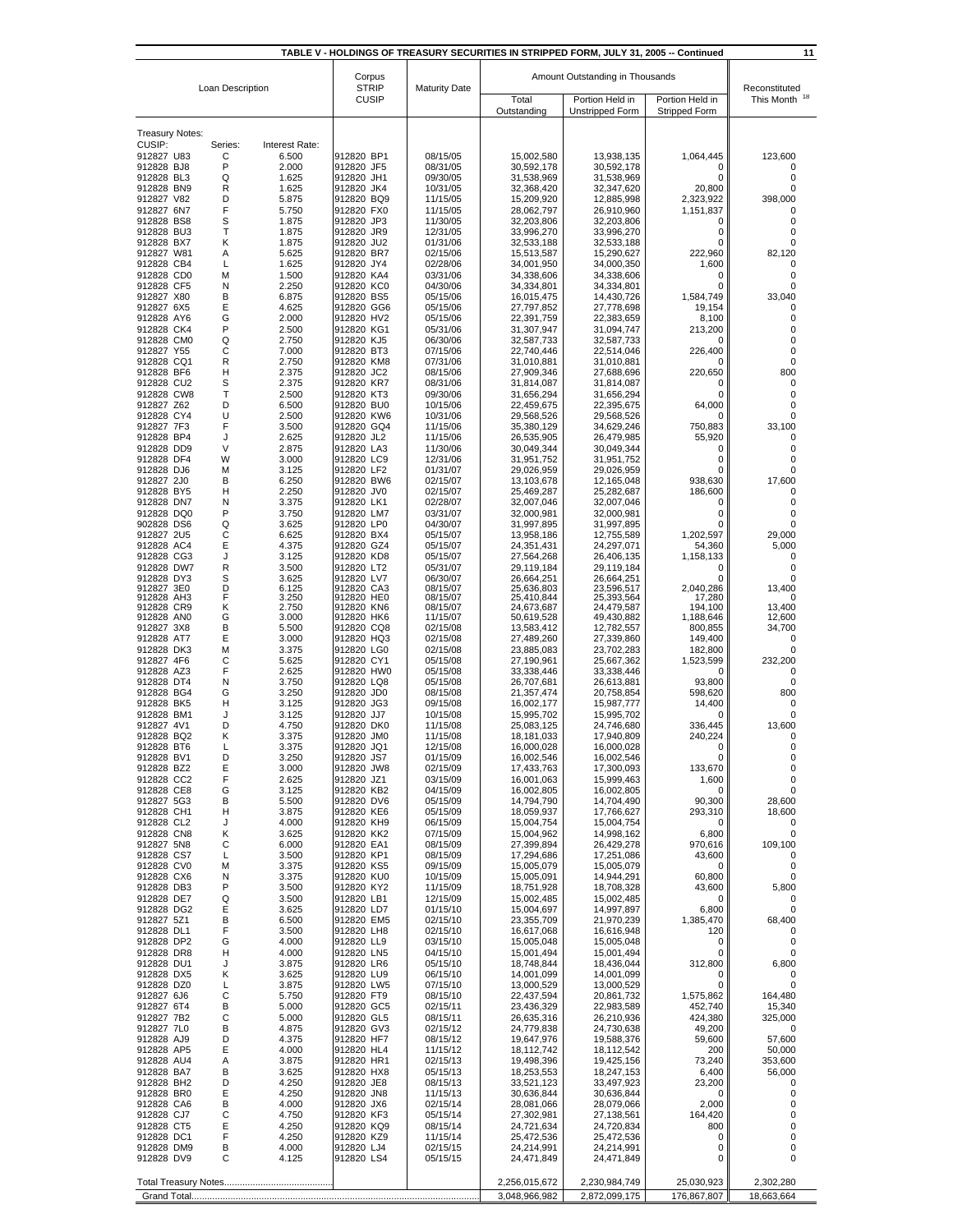# TABLE V - HOLDINGS OF TREASURY SECURITIES IN STRIPPED FORM, JULY 31, 2005 -- Continued

| Loan Description | | | Corpus STRIP CUSIP | Maturity Date | Amount Outstanding in Thousands | | | Reconstituted This Month [18] |
|---|---|---|---|---|---|---|---|---|
| | | | | | Total Outstanding | Portion Held in Unstripped Form | Portion Held in Stripped Form | |
| **Treasury Notes:** | | | | | | | | |
| CUSIP: | Series: | Interest Rate: | | | | | | |
| 912827 U83 | C | 6.500 | 912820 BP1 | 08/15/05 | 15,002,580 | 13,938,135 | 1,064,445 | 123,600 |
| 912828 BJ8 | P | 2.000 | 912820 JF5 | 08/31/05 | 30,592,178 | 30,592,178 | 0 | 0 |
| 912828 BL3 | Q | 1.625 | 912820 JH1 | 09/30/05 | 31,538,969 | 31,538,969 | 0 | 0 |
| 912828 BN9 | R | 1.625 | 912820 JK4 | 10/31/05 | 32,368,420 | 32,347,620 | 20,800 | 0 |
| 912827 V82 | D | 5.875 | 912820 BQ9 | 11/15/05 | 15,209,920 | 12,885,998 | 2,323,922 | 398,000 |
| 912827 6N7 | F | 5.750 | 912820 FX0 | 11/15/05 | 28,062,797 | 26,910,960 | 1,151,837 | 0 |
| 912828 BS8 | S | 1.875 | 912820 JP3 | 11/30/05 | 32,203,806 | 32,203,806 | 0 | 0 |
| 912828 BU3 | T | 1.875 | 912820 JR9 | 12/31/05 | 33,996,270 | 33,996,270 | 0 | 0 |
| 912828 BX7 | K | 1.875 | 912820 JU2 | 01/31/06 | 32,533,188 | 32,533,188 | 0 | 0 |
| 912827 W81 | A | 5.625 | 912820 BR7 | 02/15/06 | 15,513,587 | 15,290,627 | 222,960 | 82,120 |
| 912828 CB4 | L | 1.625 | 912820 JY4 | 02/28/06 | 34,001,950 | 34,000,350 | 1,600 | 0 |
| 912828 CD0 | M | 1.500 | 912820 KA4 | 03/31/06 | 34,338,606 | 34,338,606 | 0 | 0 |
| 912828 CF5 | N | 2.250 | 912820 KC0 | 04/30/06 | 34,334,801 | 34,334,801 | 0 | 0 |
| 912827 X80 | B | 6.875 | 912820 BS5 | 05/15/06 | 16,015,475 | 14,430,726 | 1,584,749 | 33,040 |
| 912827 6X5 | E | 4.625 | 912820 GG6 | 05/15/06 | 27,797,852 | 27,778,698 | 19,154 | 0 |
| 912828 AY6 | G | 2.000 | 912820 HV2 | 05/15/06 | 22,391,759 | 22,383,659 | 8,100 | 0 |
| 912828 CK4 | P | 2.500 | 912820 KG1 | 05/31/06 | 31,307,947 | 31,094,747 | 213,200 | 0 |
| 912828 CM0 | Q | 2.750 | 912820 KJ5 | 06/30/06 | 32,587,733 | 32,587,733 | 0 | 0 |
| 912827 Y55 | C | 7.000 | 912820 BT3 | 07/15/06 | 22,740,446 | 22,514,046 | 226,400 | 0 |
| 912828 CQ1 | R | 2.750 | 912820 KM8 | 07/31/06 | 31,010,881 | 31,010,881 | 0 | 0 |
| 912828 BF6 | H | 2.375 | 912820 JC2 | 08/15/06 | 27,909,346 | 27,688,696 | 220,650 | 800 |
| 912828 CU2 | S | 2.375 | 912820 KR7 | 08/31/06 | 31,814,087 | 31,814,087 | 0 | 0 |
| 912828 CW8 | T | 2.500 | 912820 KT3 | 09/30/06 | 31,656,294 | 31,656,294 | 0 | 0 |
| 912827 Z62 | D | 6.500 | 912820 BU0 | 10/15/06 | 22,459,675 | 22,395,675 | 64,000 | 0 |
| 912828 CY4 | U | 2.500 | 912820 KW6 | 10/31/06 | 29,568,526 | 29,568,526 | 0 | 0 |
| 912827 7F3 | F | 3.500 | 912820 GQ4 | 11/15/06 | 35,380,129 | 34,629,246 | 750,883 | 33,100 |
| 912828 BP4 | J | 2.625 | 912820 JL2 | 11/15/06 | 26,535,905 | 26,479,985 | 55,920 | 0 |
| 912828 DD9 | V | 2.875 | 912820 LA3 | 11/30/06 | 30,049,344 | 30,049,344 | 0 | 0 |
| 912828 DF4 | W | 3.000 | 912820 LC9 | 12/31/06 | 31,951,752 | 31,951,752 | 0 | 0 |
| 912828 DJ6 | M | 3.125 | 912820 LF2 | 01/31/07 | 29,026,959 | 29,026,959 | 0 | 0 |
| 912827 2J0 | B | 6.250 | 912820 BW6 | 02/15/07 | 13,103,678 | 12,165,048 | 938,630 | 17,600 |
| 912828 BY5 | H | 2.250 | 912820 JV0 | 02/15/07 | 25,469,287 | 25,282,687 | 186,600 | 0 |
| 912828 DN7 | N | 3.375 | 912820 LK1 | 02/28/07 | 32,007,046 | 32,007,046 | 0 | 0 |
| 912828 DQ0 | P | 3.750 | 912820 LM7 | 03/31/07 | 32,000,981 | 32,000,981 | 0 | 0 |
| 902828 DS6 | Q | 3.625 | 912820 LP0 | 04/30/07 | 31,997,895 | 31,997,895 | 0 | 0 |
| 912827 2U5 | C | 6.625 | 912820 BX4 | 05/15/07 | 13,958,186 | 12,755,589 | 1,202,597 | 29,000 |
| 912828 AC4 | E | 4.375 | 912820 GZ4 | 05/15/07 | 24,351,431 | 24,297,071 | 54,360 | 5,000 |
| 912828 CG3 | J | 3.125 | 912820 KD8 | 05/15/07 | 27,564,268 | 26,406,135 | 1,158,133 | 0 |
| 912828 DW7 | R | 3.500 | 912820 LT2 | 05/31/07 | 29,119,184 | 29,119,184 | 0 | 0 |
| 912828 DY3 | S | 3.625 | 912820 LV7 | 06/30/07 | 26,664,251 | 26,664,251 | 0 | 0 |
| 912827 3E0 | D | 6.125 | 912820 CA3 | 08/15/07 | 25,636,803 | 23,596,517 | 2,040,286 | 13,400 |
| 912828 AH3 | F | 3.250 | 912820 HE0 | 08/15/07 | 25,410,844 | 25,393,564 | 17,280 | 0 |
| 912828 CR9 | K | 2.750 | 912820 KN6 | 08/15/07 | 24,673,687 | 24,479,587 | 194,100 | 13,400 |
| 912828 AN0 | G | 3.000 | 912820 HK6 | 11/15/07 | 50,619,528 | 49,430,882 | 1,188,646 | 12,600 |
| 912827 3X8 | B | 5.500 | 912820 CQ8 | 02/15/08 | 13,583,412 | 12,782,557 | 800,855 | 34,700 |
| 912828 AT7 | E | 3.000 | 912820 HQ3 | 02/15/08 | 27,489,260 | 27,339,860 | 149,400 | 0 |
| 912828 DK3 | M | 3.375 | 912820 LG0 | 02/15/08 | 23,885,083 | 23,702,283 | 182,800 | 0 |
| 912827 4F6 | C | 5.625 | 912820 CY1 | 05/15/08 | 27,190,961 | 25,667,362 | 1,523,599 | 232,200 |
| 912828 AZ3 | F | 2.625 | 912820 HW0 | 05/15/08 | 33,338,446 | 33,338,446 | 0 | 0 |
| 912828 DT4 | N | 3.750 | 912820 LQ8 | 05/15/08 | 26,707,681 | 26,613,881 | 93,800 | 0 |
| 912828 BG4 | G | 3.250 | 912820 JD0 | 08/15/08 | 21,357,474 | 20,758,854 | 598,620 | 800 |
| 912828 BK5 | H | 3.125 | 912820 JG3 | 09/15/08 | 16,002,177 | 15,987,777 | 14,400 | 0 |
| 912828 BM1 | J | 3.125 | 912820 JJ7 | 10/15/08 | 15,995,702 | 15,995,702 | 0 | 0 |
| 912827 4V1 | D | 4.750 | 912820 DK0 | 11/15/08 | 25,083,125 | 24,746,680 | 336,445 | 13,600 |
| 912828 BQ2 | K | 3.375 | 912820 JM0 | 11/15/08 | 18,181,033 | 17,940,809 | 240,224 | 0 |
| 912828 BT6 | L | 3.375 | 912820 JQ1 | 12/15/08 | 16,000,028 | 16,000,028 | 0 | 0 |
| 912828 BV1 | D | 3.250 | 912820 JS7 | 01/15/09 | 16,002,546 | 16,002,546 | 0 | 0 |
| 912828 BZ2 | E | 3.000 | 912820 JW8 | 02/15/09 | 17,433,763 | 17,300,093 | 133,670 | 0 |
| 912828 CC2 | F | 2.625 | 912820 JZ1 | 03/15/09 | 16,001,063 | 15,999,463 | 1,600 | 0 |
| 912828 CE8 | G | 3.125 | 912820 KB2 | 04/15/09 | 16,002,805 | 16,002,805 | 0 | 0 |
| 912827 5G3 | B | 5.500 | 912820 DV6 | 05/15/09 | 14,794,790 | 14,704,490 | 90,300 | 28,600 |
| 912828 CH1 | H | 3.875 | 912820 KE6 | 05/15/09 | 18,059,937 | 17,766,627 | 293,310 | 18,600 |
| 912828 CL2 | J | 4.000 | 912820 KH9 | 06/15/09 | 15,004,754 | 15,004,754 | 0 | 0 |
| 912828 CN8 | K | 3.625 | 912820 KK2 | 07/15/09 | 15,004,962 | 14,998,162 | 6,800 | 0 |
| 912827 5N8 | C | 6.000 | 912820 EA1 | 08/15/09 | 27,399,894 | 26,429,278 | 970,616 | 109,100 |
| 912828 CS7 | L | 3.500 | 912820 KP1 | 08/15/09 | 17,294,686 | 17,251,086 | 43,600 | 0 |
| 912828 CV0 | M | 3.375 | 912820 KS5 | 09/15/09 | 15,005,079 | 15,005,079 | 0 | 0 |
| 912828 CX6 | N | 3.375 | 912820 KU0 | 10/15/09 | 15,005,091 | 14,944,291 | 60,800 | 0 |
| 912828 DB3 | P | 3.500 | 912820 KY2 | 11/15/09 | 18,751,928 | 18,708,328 | 43,600 | 5,800 |
| 912828 DE7 | Q | 3.500 | 912820 LB1 | 12/15/09 | 15,002,485 | 15,002,485 | 0 | 0 |
| 912828 DG2 | E | 3.625 | 912820 LD7 | 01/15/10 | 15,004,697 | 14,997,897 | 6,800 | 0 |
| 912827 5Z1 | B | 6.500 | 912820 EM5 | 02/15/10 | 23,355,709 | 21,970,239 | 1,385,470 | 68,400 |
| 912828 DL1 | F | 3.500 | 912820 LH8 | 02/15/10 | 16,617,068 | 16,616,948 | 120 | 0 |
| 912828 DP2 | G | 4.000 | 912820 LL9 | 03/15/10 | 15,005,048 | 15,005,048 | 0 | 0 |
| 912828 DR8 | H | 4.000 | 912820 LN5 | 04/15/10 | 15,001,494 | 15,001,494 | 0 | 0 |
| 912828 DU1 | J | 3.875 | 912820 LR6 | 05/15/10 | 18,748,844 | 18,436,044 | 312,800 | 6,800 |
| 912828 DX5 | K | 3.625 | 912820 LU9 | 06/15/10 | 14,001,099 | 14,001,099 | 0 | 0 |
| 912828 DZ0 | L | 3.875 | 912820 LW5 | 07/15/10 | 13,000,529 | 13,000,529 | 0 | 0 |
| 912827 6J6 | C | 5.750 | 912820 FT9 | 08/15/10 | 22,437,594 | 20,861,732 | 1,575,862 | 164,480 |
| 912827 6T4 | B | 5.000 | 912820 GC5 | 02/15/11 | 23,436,329 | 22,983,589 | 452,740 | 15,340 |
| 912827 7B2 | C | 5.000 | 912820 GL5 | 08/15/11 | 26,635,316 | 26,210,936 | 424,380 | 325,000 |
| 912827 7L0 | B | 4.875 | 912820 GV3 | 02/15/12 | 24,779,838 | 24,730,638 | 49,200 | 0 |
| 912828 AJ9 | D | 4.375 | 912820 HF7 | 08/15/12 | 19,647,976 | 19,588,376 | 59,600 | 57,600 |
| 912828 AP5 | E | 4.000 | 912820 HL4 | 11/15/12 | 18,112,742 | 18,112,542 | 200 | 50,000 |
| 912828 AU4 | A | 3.875 | 912820 HR1 | 02/15/13 | 19,498,396 | 19,425,156 | 73,240 | 353,600 |
| 912828 BA7 | B | 3.625 | 912820 HX8 | 05/15/13 | 18,253,553 | 18,247,153 | 6,400 | 56,000 |
| 912828 BH2 | D | 4.250 | 912820 JE8 | 08/15/13 | 33,521,123 | 33,497,923 | 23,200 | 0 |
| 912828 BR0 | E | 4.250 | 912820 JN8 | 11/15/13 | 30,636,844 | 30,636,844 | 0 | 0 |
| 912828 CA6 | B | 4.000 | 912820 JX6 | 02/15/14 | 28,081,066 | 28,079,066 | 2,000 | 0 |
| 912828 CJ7 | C | 4.750 | 912820 KF3 | 05/15/14 | 27,302,981 | 27,138,561 | 164,420 | 0 |
| 912828 CT5 | E | 4.250 | 912820 KQ9 | 08/15/14 | 24,721,634 | 24,720,834 | 800 | 0 |
| 912828 DC1 | F | 4.250 | 912820 KZ9 | 11/15/14 | 25,472,536 | 25,472,536 | 0 | 0 |
| 912828 DM9 | B | 4.000 | 912820 LJ4 | 02/15/15 | 24,214,991 | 24,214,991 | 0 | 0 |
| 912828 DV9 | C | 4.125 | 912820 LS4 | 05/15/15 | 24,471,849 | 24,471,849 | 0 | 0 |
| Total Treasury Notes | | | | | 2,256,015,672 | 2,230,984,749 | 25,030,923 | 2,302,280 |
| Grand Total | | | | | 3,048,966,982 | 2,872,099,175 | 176,867,807 | 18,663,664 |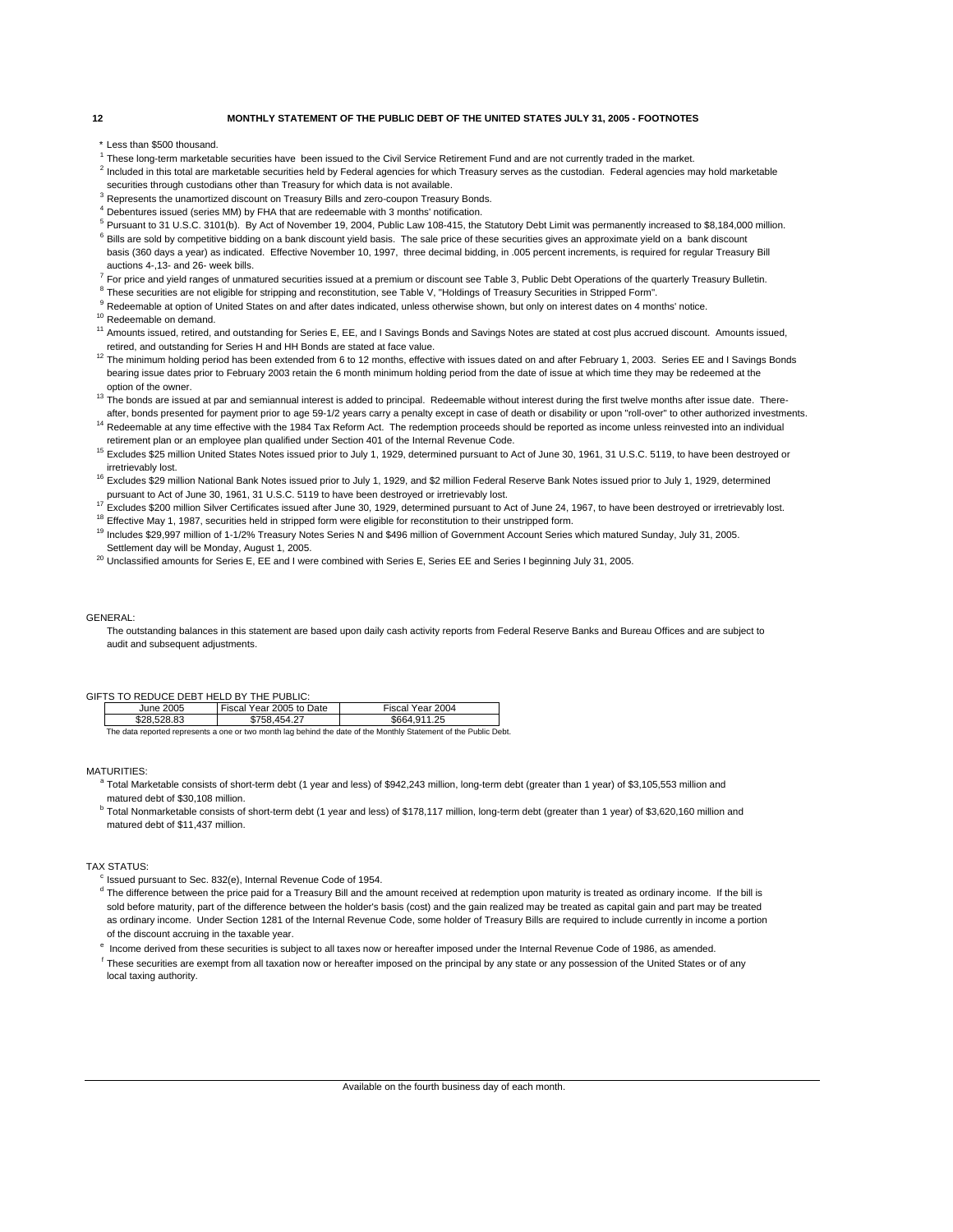# MONTHLY STATEMENT OF THE PUBLIC DEBT OF THE UNITED STATES JULY 31, 2005 - FOOTNOTES

* Less than $500 thousand.

[1] These long-term marketable securities have been issued to the Civil Service Retirement Fund and are not currently traded in the market.

[2] Included in this total are marketable securities held by Federal agencies for which Treasury serves as the custodian. Federal agencies may hold marketable securities through custodians other than Treasury for which data is not available.

[3] Represents the unamortized discount on Treasury Bills and zero-coupon Treasury Bonds.

[4] Debentures issued (series MM) by FHA that are redeemable with 3 months' notification.

[5] Pursuant to 31 U.S.C. 3101(b). By Act of November 19, 2004, Public Law 108-415, the Statutory Debt Limit was permanently increased to $8,184,000 million.

[6] Bills are sold by competitive bidding on a bank discount yield basis. The sale price of these securities gives an approximate yield on a bank discount basis (360 days a year) as indicated. Effective November 10, 1997, three decimal bidding, in .005 percent increments, is required for regular Treasury Bill auctions 4-,13- and 26- week bills.

[7] For price and yield ranges of unmatured securities issued at a premium or discount see Table 3, Public Debt Operations of the quarterly Treasury Bulletin.

[8] These securities are not eligible for stripping and reconstitution, see Table V, "Holdings of Treasury Securities in Stripped Form".

[9] Redeemable at option of United States on and after dates indicated, unless otherwise shown, but only on interest dates on 4 months' notice.

[10] Redeemable on demand.

[11] Amounts issued, retired, and outstanding for Series E, EE, and I Savings Bonds and Savings Notes are stated at cost plus accrued discount. Amounts issued, retired, and outstanding for Series H and HH Bonds are stated at face value.

[12] The minimum holding period has been extended from 6 to 12 months, effective with issues dated on and after February 1, 2003. Series EE and I Savings Bonds bearing issue dates prior to February 2003 retain the 6 month minimum holding period from the date of issue at which time they may be redeemed at the option of the owner.

[13] The bonds are issued at par and semiannual interest is added to principal. Redeemable without interest during the first twelve months after issue date. Thereafter, bonds presented for payment prior to age 59-1/2 years carry a penalty except in case of death or disability or upon "roll-over" to other authorized investments.

[14] Redeemable at any time effective with the 1984 Tax Reform Act. The redemption proceeds should be reported as income unless reinvested into an individual retirement plan or an employee plan qualified under Section 401 of the Internal Revenue Code.

[15] Excludes $25 million United States Notes issued prior to July 1, 1929, determined pursuant to Act of June 30, 1961, 31 U.S.C. 5119, to have been destroyed or irretrievably lost.

[16] Excludes $29 million National Bank Notes issued prior to July 1, 1929, and $2 million Federal Reserve Bank Notes issued prior to July 1, 1929, determined pursuant to Act of June 30, 1961, 31 U.S.C. 5119 to have been destroyed or irretrievably lost.

[17] Excludes $200 million Silver Certificates issued after June 30, 1929, determined pursuant to Act of June 24, 1967, to have been destroyed or irretrievably lost.

[18] Effective May 1, 1987, securities held in stripped form were eligible for reconstitution to their unstripped form.

[19] Includes $29,997 million of 1-1/2% Treasury Notes Series N and $496 million of Government Account Series which matured Sunday, July 31, 2005. Settlement day will be Monday, August 1, 2005.

[20] Unclassified amounts for Series E, EE and I were combined with Series E, Series EE and Series I beginning July 31, 2005.

GENERAL:

The outstanding balances in this statement are based upon daily cash activity reports from Federal Reserve Banks and Bureau Offices and are subject to audit and subsequent adjustments.

GIFTS TO REDUCE DEBT HELD BY THE PUBLIC:

| June 2005 | Fiscal Year 2005 to Date | Fiscal Year 2004 |
| --- | --- | --- |
| $28,528.83 | $758,454.27 | $664,911.25 |

The data reported represents a one or two month lag behind the date of the Monthly Statement of the Public Debt.

MATURITIES:

[a] Total Marketable consists of short-term debt (1 year and less) of $942,243 million, long-term debt (greater than 1 year) of $3,105,553 million and matured debt of $30,108 million.

[b] Total Nonmarketable consists of short-term debt (1 year and less) of $178,117 million, long-term debt (greater than 1 year) of $3,620,160 million and matured debt of $11,437 million.

TAX STATUS:

[c] Issued pursuant to Sec. 832(e), Internal Revenue Code of 1954.

[d] The difference between the price paid for a Treasury Bill and the amount received at redemption upon maturity is treated as ordinary income. If the bill is sold before maturity, part of the difference between the holder's basis (cost) and the gain realized may be treated as capital gain and part may be treated as ordinary income. Under Section 1281 of the Internal Revenue Code, some holder of Treasury Bills are required to include currently in income a portion of the discount accruing in the taxable year.

[e] Income derived from these securities is subject to all taxes now or hereafter imposed under the Internal Revenue Code of 1986, as amended.

[f] These securities are exempt from all taxation now or hereafter imposed on the principal by any state or any possession of the United States or of any local taxing authority.

Available on the fourth business day of each month.